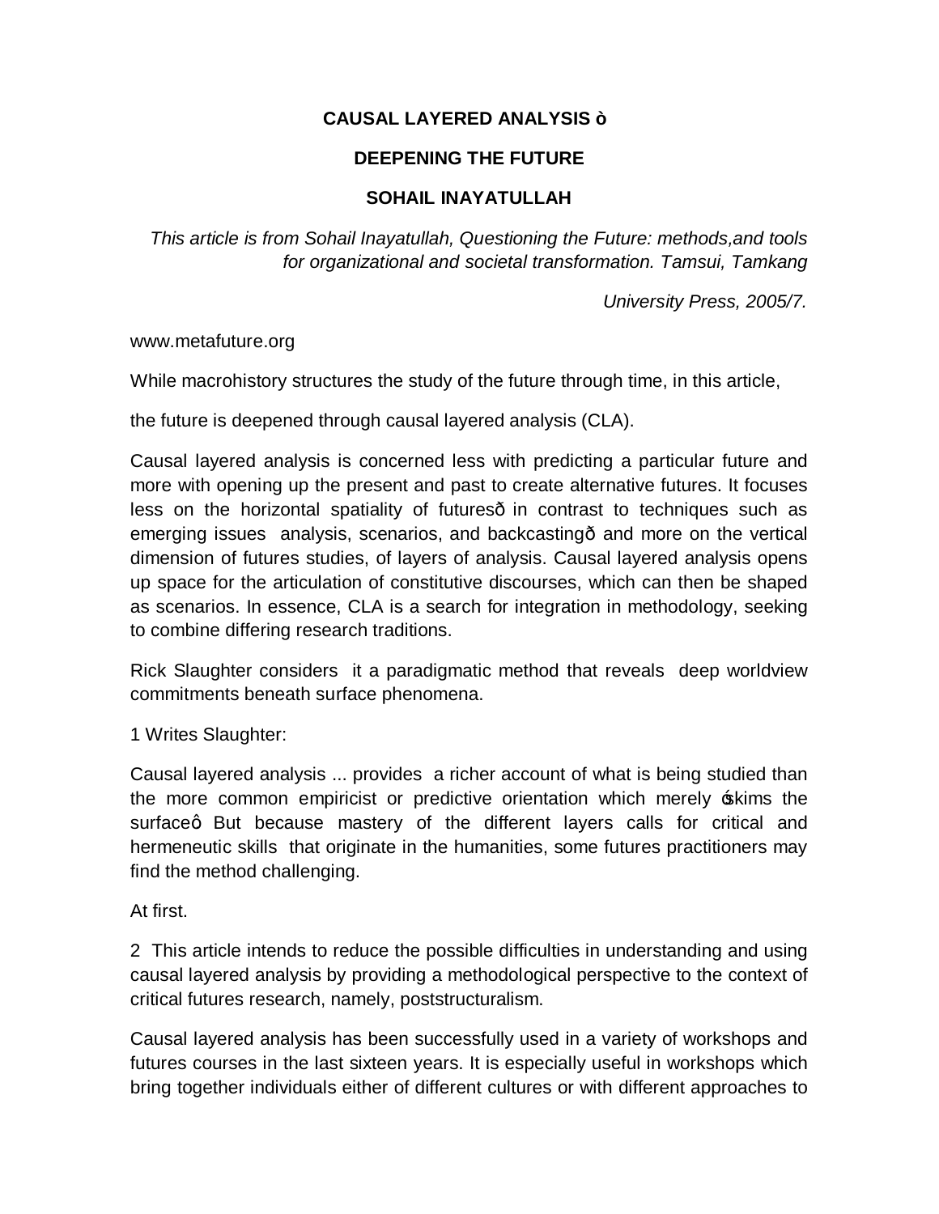# CAUSAL LAYERED ANALYSIS ò

## DEEPENING THE FUTURE

### SOHAIL INAYATULLAH

*This article is from Sohail Inayatullah, Questioning the Future: methods,and tools for organizational and societal transformation. Tamsui, Tamkang University Press, 2005/7.*

www.metafuture.org

While macrohistory structures the study of the future through time, in this article,

the future is deepened through causal layered analysis (CLA).

Causal layered analysis is concerned less with predicting a particular future and more with opening up the present and past to create alternative futures. It focuses less on the horizontal spatiality of futuresð in contrast to techniques such as emerging issues analysis, scenarios, and backcastingð and more on the vertical dimension of futures studies, of layers of analysis. Causal layered analysis opens up space for the articulation of constitutive discourses, which can then be shaped as scenarios. In essence, CLA is a search for integration in methodology, seeking to combine differing research traditions.

Rick Slaughter considers it a paradigmatic method that reveals deep worldview commitments beneath surface phenomena.

1 Writes Slaughter:

Causal layered analysis ... provides a richer account of what is being studied than the more common empiricist or predictive orientation which merely óskims the surfaceô But because mastery of the different layers calls for critical and hermeneutic skills that originate in the humanities, some futures practitioners may find the method challenging.

At first.

2 This article intends to reduce the possible difficulties in understanding and using causal layered analysis by providing a methodological perspective to the context of critical futures research, namely, poststructuralism.

Causal layered analysis has been successfully used in a variety of workshops and futures courses in the last sixteen years. It is especially useful in workshops which bring together individuals either of different cultures or with different approaches to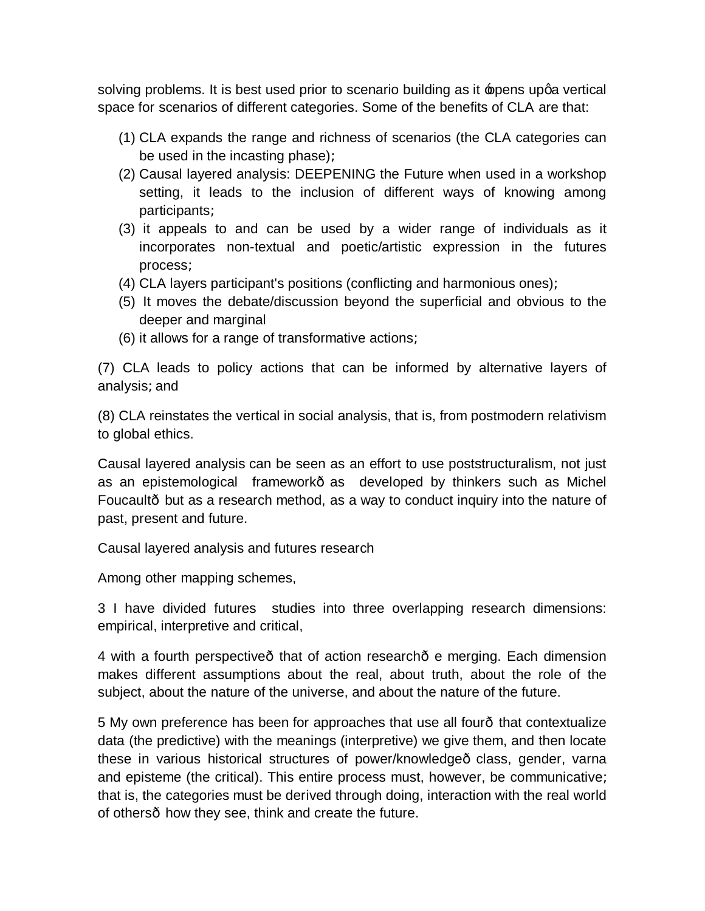solving problems. It is best used prior to scenario building as it ‘opens up’ a vertical space for scenarios of different categories. Some of the benefits of CLA are that:

(1) CLA expands the range and richness of scenarios (the CLA categories can be used in the incasting phase);
(2) Causal layered analysis: DEEPENING the Future when used in a workshop setting, it leads to the inclusion of different ways of knowing among participants;
(3) it appeals to and can be used by a wider range of individuals as it incorporates non-textual and poetic/artistic expression in the futures process;
(4) CLA layers participant's positions (conflicting and harmonious ones);
(5) It moves the debate/discussion beyond the superficial and obvious to the deeper and marginal
(6) it allows for a range of transformative actions;

(7) CLA leads to policy actions that can be informed by alternative layers of analysis; and

(8) CLA reinstates the vertical in social analysis, that is, from postmodern relativism to global ethics.

Causal layered analysis can be seen as an effort to use poststructuralism, not just as an epistemological frameworkð as developed by thinkers such as Michel Foucaultð but as a research method, as a way to conduct inquiry into the nature of past, present and future.

Causal layered analysis and futures research

Among other mapping schemes,

3 I have divided futures studies into three overlapping research dimensions: empirical, interpretive and critical,

4 with a fourth perspectiveð that of action researchð e merging. Each dimension makes different assumptions about the real, about truth, about the role of the subject, about the nature of the universe, and about the nature of the future.

5 My own preference has been for approaches that use all fourð that contextualize data (the predictive) with the meanings (interpretive) we give them, and then locate these in various historical structures of power/knowledgeð class, gender, varna and episteme (the critical). This entire process must, however, be communicative; that is, the categories must be derived through doing, interaction with the real world of othersð how they see, think and create the future.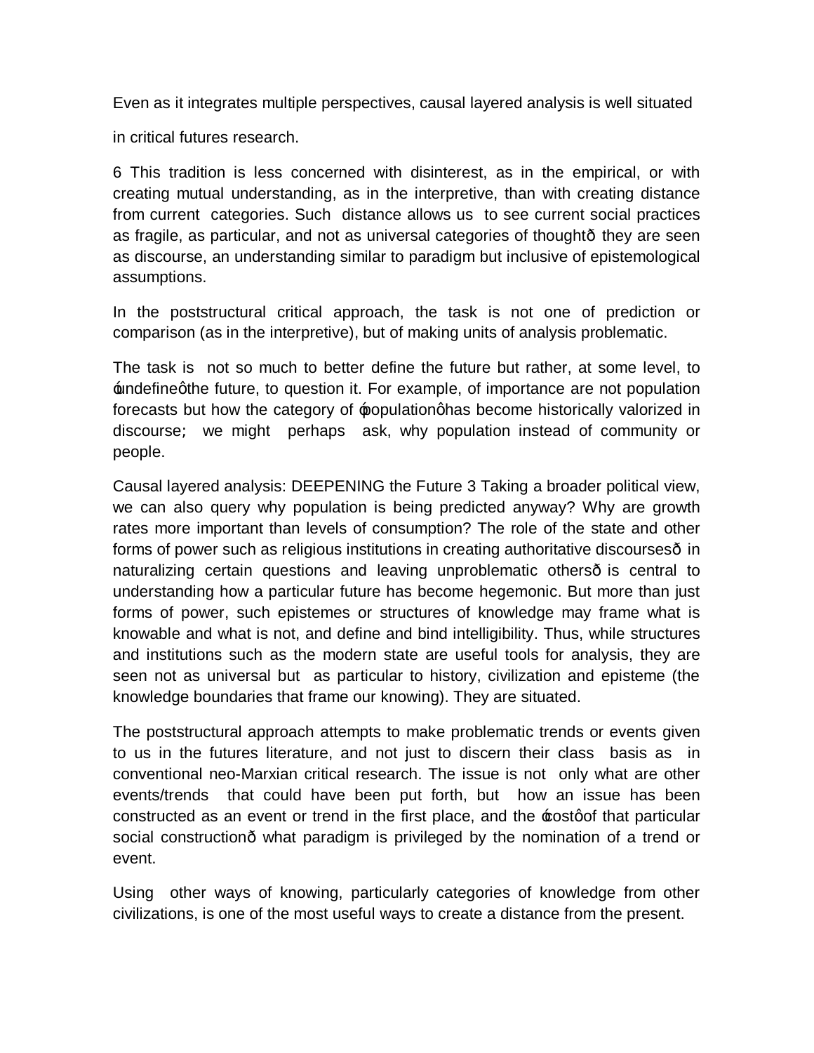Even as it integrates multiple perspectives, causal layered analysis is well situated

in critical futures research.

6 This tradition is less concerned with disinterest, as in the empirical, or with creating mutual understanding, as in the interpretive, than with creating distance from current categories. Such distance allows us to see current social practices as fragile, as particular, and not as universal categories of thoughtð they are seen as discourse, an understanding similar to paradigm but inclusive of epistemological assumptions.

In the poststructural critical approach, the task is not one of prediction or comparison (as in the interpretive), but of making units of analysis problematic.

The task is not so much to better define the future but rather, at some level, to ‒undefineφthe future, to question it. For example, of importance are not population forecasts but how the category of ‒populationφhas become historically valorized in discourse; we might perhaps ask, why population instead of community or people.

Causal layered analysis: DEEPENING the Future 3 Taking a broader political view, we can also query why population is being predicted anyway? Why are growth rates more important than levels of consumption? The role of the state and other forms of power such as religious institutions in creating authoritative discoursesð in naturalizing certain questions and leaving unproblematic othersð is central to understanding how a particular future has become hegemonic. But more than just forms of power, such epistemes or structures of knowledge may frame what is knowable and what is not, and define and bind intelligibility. Thus, while structures and institutions such as the modern state are useful tools for analysis, they are seen not as universal but as particular to history, civilization and episteme (the knowledge boundaries that frame our knowing). They are situated.

The poststructural approach attempts to make problematic trends or events given to us in the futures literature, and not just to discern their class basis as in conventional neo-Marxian critical research. The issue is not only what are other events/trends that could have been put forth, but how an issue has been constructed as an event or trend in the first place, and the ‒costφof that particular social constructionð what paradigm is privileged by the nomination of a trend or event.

Using other ways of knowing, particularly categories of knowledge from other civilizations, is one of the most useful ways to create a distance from the present.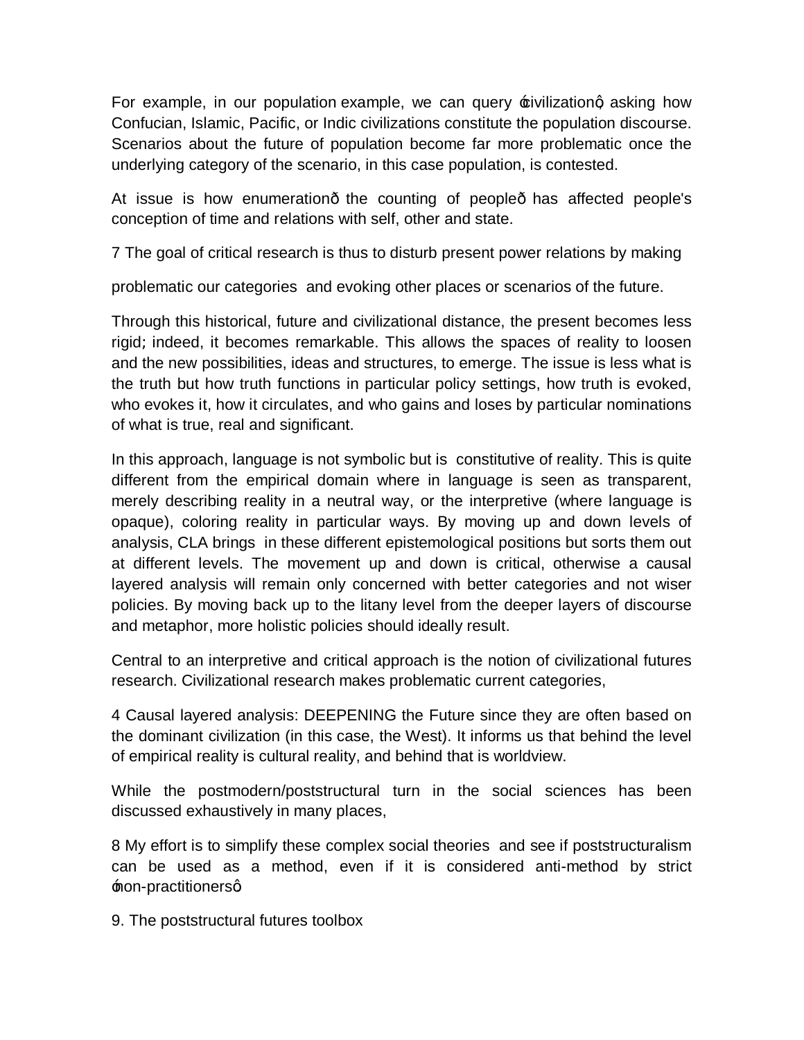For example, in our population example, we can query ‹civilization›, asking how Confucian, Islamic, Pacific, or Indic civilizations constitute the population discourse. Scenarios about the future of population become far more problematic once the underlying category of the scenario, in this case population, is contested.

At issue is how enumeration—the counting of people—has affected people's conception of time and relations with self, other and state.

7 The goal of critical research is thus to disturb present power relations by making

problematic our categories and evoking other places or scenarios of the future.

Through this historical, future and civilizational distance, the present becomes less rigid; indeed, it becomes remarkable. This allows the spaces of reality to loosen and the new possibilities, ideas and structures, to emerge. The issue is less what is the truth but how truth functions in particular policy settings, how truth is evoked, who evokes it, how it circulates, and who gains and loses by particular nominations of what is true, real and significant.

In this approach, language is not symbolic but is constitutive of reality. This is quite different from the empirical domain where in language is seen as transparent, merely describing reality in a neutral way, or the interpretive (where language is opaque), coloring reality in particular ways. By moving up and down levels of analysis, CLA brings in these different epistemological positions but sorts them out at different levels. The movement up and down is critical, otherwise a causal layered analysis will remain only concerned with better categories and not wiser policies. By moving back up to the litany level from the deeper layers of discourse and metaphor, more holistic policies should ideally result.

Central to an interpretive and critical approach is the notion of civilizational futures research. Civilizational research makes problematic current categories,

4 Causal layered analysis: DEEPENING the Future since they are often based on the dominant civilization (in this case, the West). It informs us that behind the level of empirical reality is cultural reality, and behind that is worldview.

While the postmodern/poststructural turn in the social sciences has been discussed exhaustively in many places,

8 My effort is to simplify these complex social theories and see if poststructuralism can be used as a method, even if it is considered anti-method by strict ‹non-practitioners›

9. The poststructural futures toolbox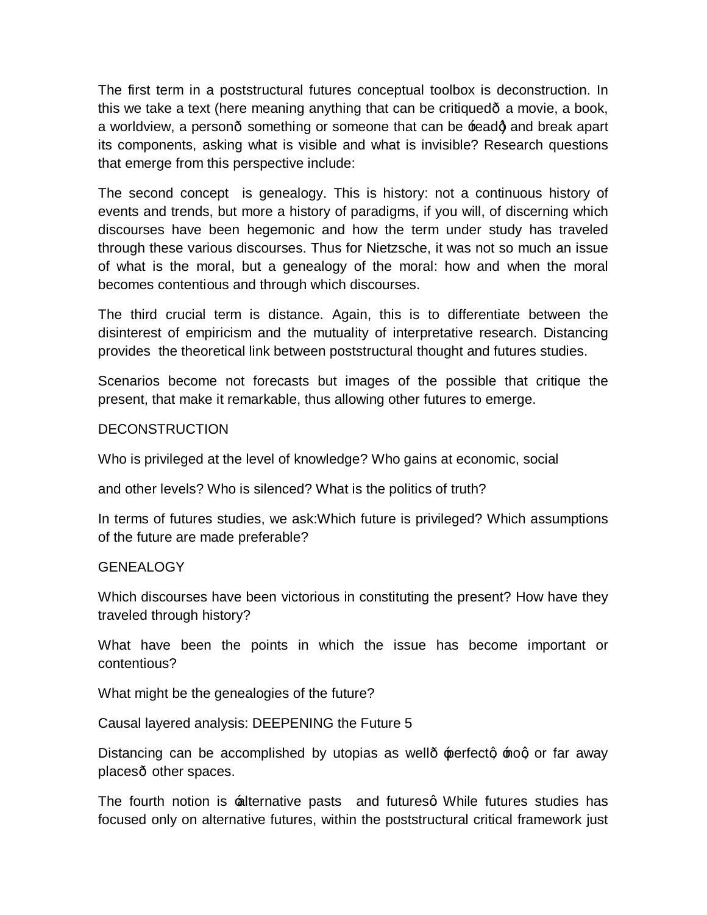The first term in a poststructural futures conceptual toolbox is deconstruction. In this we take a text (here meaning anything that can be critiquedð a movie, a book, a worldview, a personð something or someone that can be óreadó) and break apart its components, asking what is visible and what is invisible? Research questions that emerge from this perspective include:

The second concept is genealogy. This is history: not a continuous history of events and trends, but more a history of paradigms, if you will, of discerning which discourses have been hegemonic and how the term under study has traveled through these various discourses. Thus for Nietzsche, it was not so much an issue of what is the moral, but a genealogy of the moral: how and when the moral becomes contentious and through which discourses.

The third crucial term is distance. Again, this is to differentiate between the disinterest of empiricism and the mutuality of interpretative research. Distancing provides the theoretical link between poststructural thought and futures studies.

Scenarios become not forecasts but images of the possible that critique the present, that make it remarkable, thus allowing other futures to emerge.

DECONSTRUCTION

Who is privileged at the level of knowledge? Who gains at economic, social

and other levels? Who is silenced? What is the politics of truth?

In terms of futures studies, we ask:Which future is privileged? Which assumptions of the future are made preferable?

GENEALOGY

Which discourses have been victorious in constituting the present? How have they traveled through history?

What have been the points in which the issue has become important or contentious?

What might be the genealogies of the future?

Distancing can be accomplished by utopias as wellð óperfectó, ónoó, or far away placesð other spaces.

The fourth notion is óalternative pasts and futuresó. While futures studies has focused only on alternative futures, within the poststructural critical framework just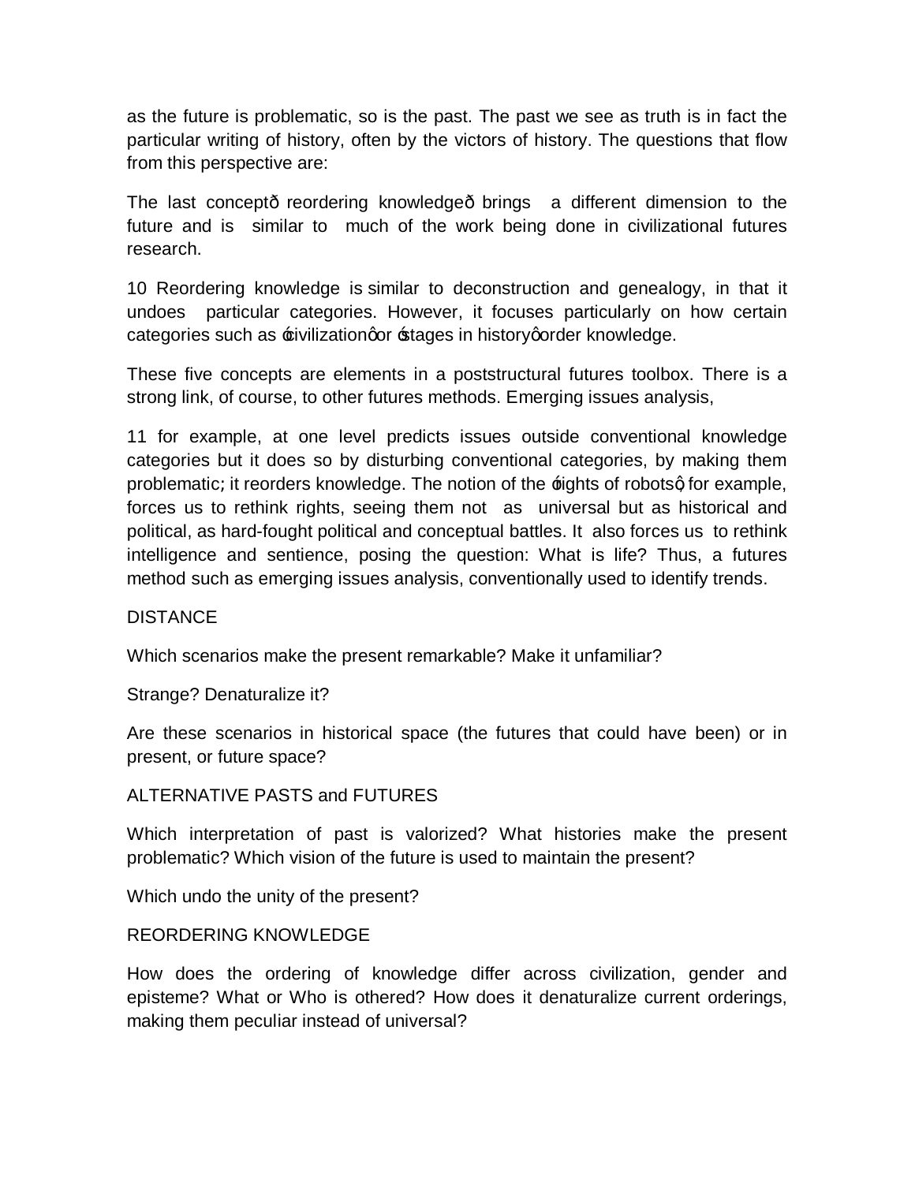as the future is problematic, so is the past. The past we see as truth is in fact the particular writing of history, often by the victors of history. The questions that flow from this perspective are:

The last concept—reordering knowledge—brings a different dimension to the future and is similar to much of the work being done in civilizational futures research.

10 Reordering knowledge is similar to deconstruction and genealogy, in that it undoes particular categories. However, it focuses particularly on how certain categories such as 'civilization' or 'stages in history' order knowledge.

These five concepts are elements in a poststructural futures toolbox. There is a strong link, of course, to other futures methods. Emerging issues analysis,

11 for example, at one level predicts issues outside conventional knowledge categories but it does so by disturbing conventional categories, by making them problematic; it reorders knowledge. The notion of the 'rights of robots', for example, forces us to rethink rights, seeing them not as universal but as historical and political, as hard-fought political and conceptual battles. It also forces us to rethink intelligence and sentience, posing the question: What is life? Thus, a futures method such as emerging issues analysis, conventionally used to identify trends.

DISTANCE

Which scenarios make the present remarkable? Make it unfamiliar?

Strange? Denaturalize it?

Are these scenarios in historical space (the futures that could have been) or in present, or future space?

ALTERNATIVE PASTS and FUTURES

Which interpretation of past is valorized? What histories make the present problematic? Which vision of the future is used to maintain the present?

Which undo the unity of the present?

REORDERING KNOWLEDGE

How does the ordering of knowledge differ across civilization, gender and episteme? What or Who is othered? How does it denaturalize current orderings, making them peculiar instead of universal?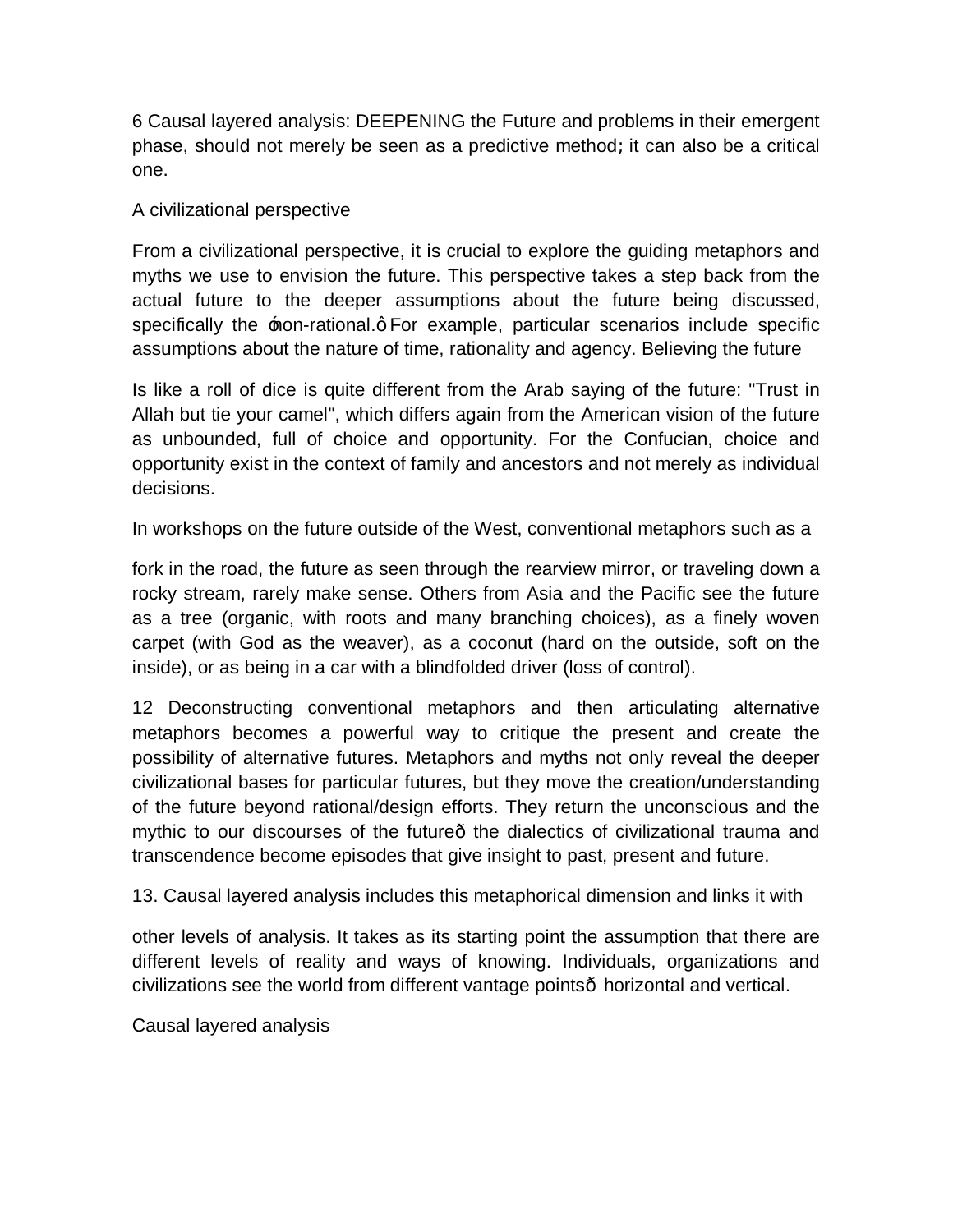6 Causal layered analysis: DEEPENING the Future and problems in their emergent phase, should not merely be seen as a predictive method; it can also be a critical one.

A civilizational perspective

From a civilizational perspective, it is crucial to explore the guiding metaphors and myths we use to envision the future. This perspective takes a step back from the actual future to the deeper assumptions about the future being discussed, specifically the ‑non-rational.ô For example, particular scenarios include specific assumptions about the nature of time, rationality and agency. Believing the future

Is like a roll of dice is quite different from the Arab saying of the future: "Trust in Allah but tie your camel", which differs again from the American vision of the future as unbounded, full of choice and opportunity. For the Confucian, choice and opportunity exist in the context of family and ancestors and not merely as individual decisions.

In workshops on the future outside of the West, conventional metaphors such as a

fork in the road, the future as seen through the rearview mirror, or traveling down a rocky stream, rarely make sense. Others from Asia and the Pacific see the future as a tree (organic, with roots and many branching choices), as a finely woven carpet (with God as the weaver), as a coconut (hard on the outside, soft on the inside), or as being in a car with a blindfolded driver (loss of control).

12 Deconstructing conventional metaphors and then articulating alternative metaphors becomes a powerful way to critique the present and create the possibility of alternative futures. Metaphors and myths not only reveal the deeper civilizational bases for particular futures, but they move the creation/understanding of the future beyond rational/design efforts. They return the unconscious and the mythic to our discourses of the futureð the dialectics of civilizational trauma and transcendence become episodes that give insight to past, present and future.

13. Causal layered analysis includes this metaphorical dimension and links it with

other levels of analysis. It takes as its starting point the assumption that there are different levels of reality and ways of knowing. Individuals, organizations and civilizations see the world from different vantage pointsð horizontal and vertical.

Causal layered analysis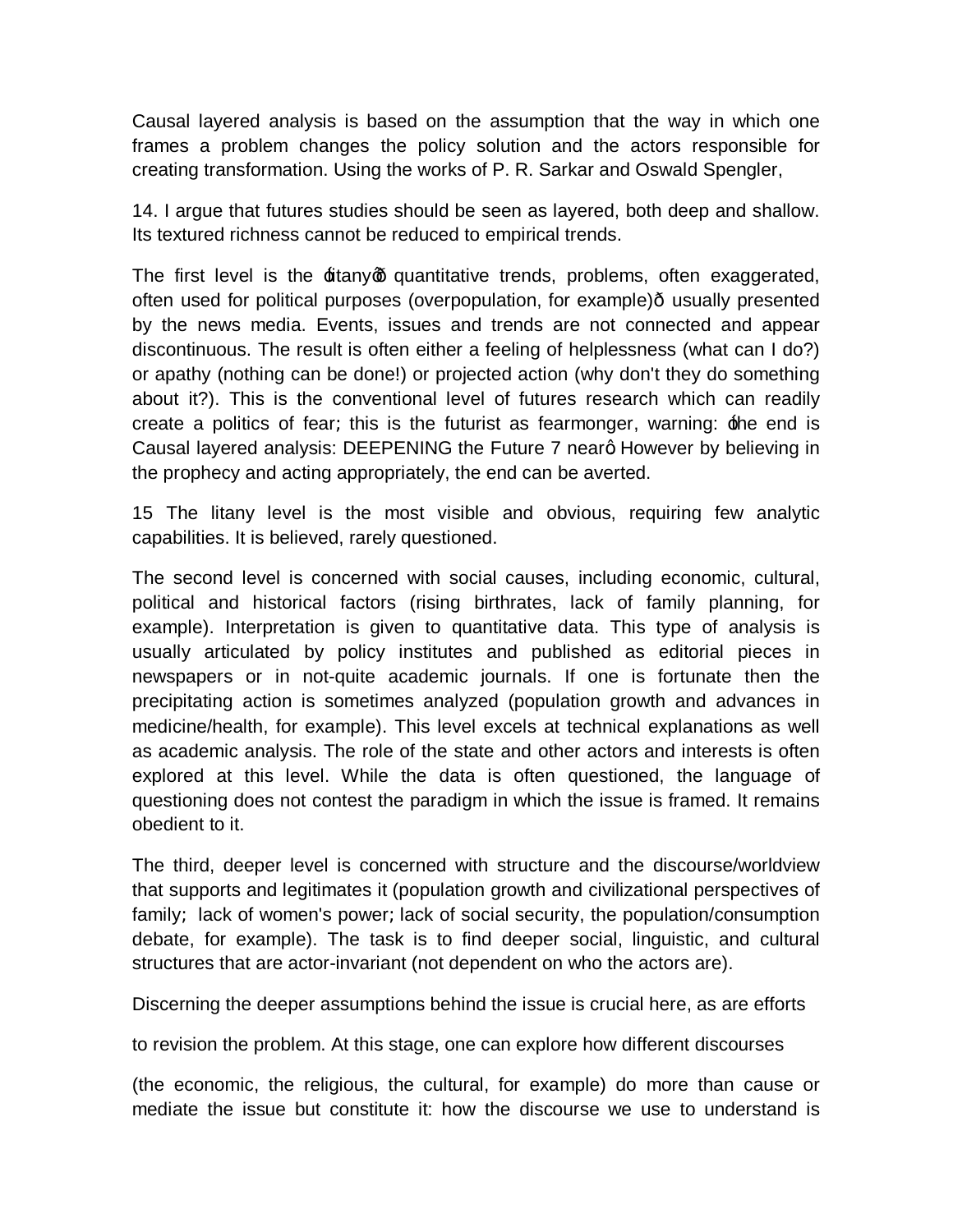Causal layered analysis is based on the assumption that the way in which one frames a problem changes the policy solution and the actors responsible for creating transformation. Using the works of P. R. Sarkar and Oswald Spengler,

14. I argue that futures studies should be seen as layered, both deep and shallow. Its textured richness cannot be reduced to empirical trends.

The first level is the ‗litany'ð quantitative trends, problems, often exaggerated, often used for political purposes (overpopulation, for example)ð usually presented by the news media. Events, issues and trends are not connected and appear discontinuous. The result is often either a feeling of helplessness (what can I do?) or apathy (nothing can be done!) or projected action (why don't they do something about it?). This is the conventional level of futures research which can readily create a politics of fear; this is the futurist as fearmonger, warning: ‗the end is Causal layered analysis: DEEPENING the Future 7 near'. However by believing in the prophecy and acting appropriately, the end can be averted.

15 The litany level is the most visible and obvious, requiring few analytic capabilities. It is believed, rarely questioned.

The second level is concerned with social causes, including economic, cultural, political and historical factors (rising birthrates, lack of family planning, for example). Interpretation is given to quantitative data. This type of analysis is usually articulated by policy institutes and published as editorial pieces in newspapers or in not-quite academic journals. If one is fortunate then the precipitating action is sometimes analyzed (population growth and advances in medicine/health, for example). This level excels at technical explanations as well as academic analysis. The role of the state and other actors and interests is often explored at this level. While the data is often questioned, the language of questioning does not contest the paradigm in which the issue is framed. It remains obedient to it.

The third, deeper level is concerned with structure and the discourse/worldview that supports and legitimates it (population growth and civilizational perspectives of family; lack of women's power; lack of social security, the population/consumption debate, for example). The task is to find deeper social, linguistic, and cultural structures that are actor-invariant (not dependent on who the actors are).

Discerning the deeper assumptions behind the issue is crucial here, as are efforts to revision the problem. At this stage, one can explore how different discourses (the economic, the religious, the cultural, for example) do more than cause or mediate the issue but constitute it: how the discourse we use to understand is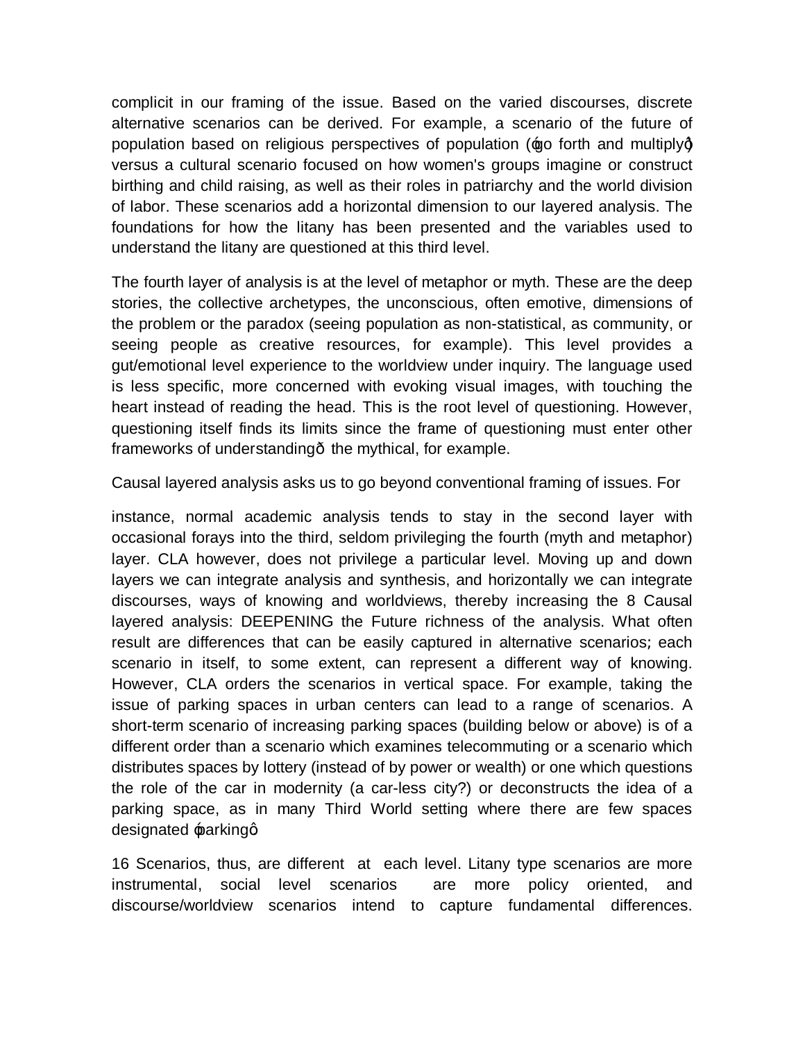complicit in our framing of the issue. Based on the varied discourses, discrete alternative scenarios can be derived. For example, a scenario of the future of population based on religious perspectives of population (‘go forth and multiply’) versus a cultural scenario focused on how women's groups imagine or construct birthing and child raising, as well as their roles in patriarchy and the world division of labor. These scenarios add a horizontal dimension to our layered analysis. The foundations for how the litany has been presented and the variables used to understand the litany are questioned at this third level.

The fourth layer of analysis is at the level of metaphor or myth. These are the deep stories, the collective archetypes, the unconscious, often emotive, dimensions of the problem or the paradox (seeing population as non-statistical, as community, or seeing people as creative resources, for example). This level provides a gut/emotional level experience to the worldview under inquiry. The language used is less specific, more concerned with evoking visual images, with touching the heart instead of reading the head. This is the root level of questioning. However, questioning itself finds its limits since the frame of questioning must enter other frameworks of understanding— the mythical, for example.

Causal layered analysis asks us to go beyond conventional framing of issues. For

instance, normal academic analysis tends to stay in the second layer with occasional forays into the third, seldom privileging the fourth (myth and metaphor) layer. CLA however, does not privilege a particular level. Moving up and down layers we can integrate analysis and synthesis, and horizontally we can integrate discourses, ways of knowing and worldviews, thereby increasing the 8 Causal layered analysis: DEEPENING the Future richness of the analysis. What often result are differences that can be easily captured in alternative scenarios; each scenario in itself, to some extent, can represent a different way of knowing. However, CLA orders the scenarios in vertical space. For example, taking the issue of parking spaces in urban centers can lead to a range of scenarios. A short-term scenario of increasing parking spaces (building below or above) is of a different order than a scenario which examines telecommuting or a scenario which distributes spaces by lottery (instead of by power or wealth) or one which questions the role of the car in modernity (a car-less city?) or deconstructs the idea of a parking space, as in many Third World setting where there are few spaces designated ‘parking’

16 Scenarios, thus, are different at each level. Litany type scenarios are more instrumental, social level scenarios are more policy oriented, and discourse/worldview scenarios intend to capture fundamental differences.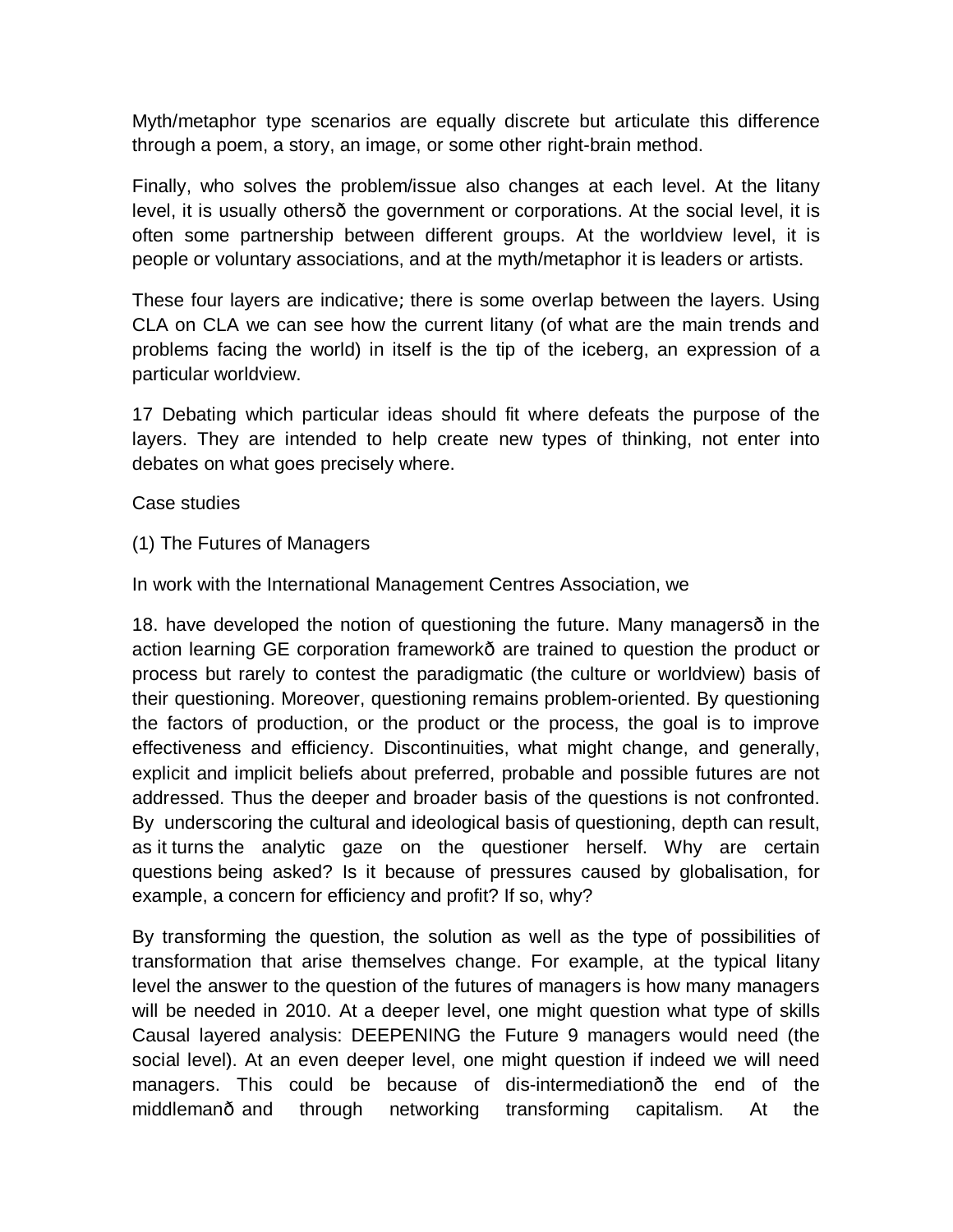Myth/metaphor type scenarios are equally discrete but articulate this difference through a poem, a story, an image, or some other right-brain method.

Finally, who solves the problem/issue also changes at each level. At the litany level, it is usually othersð the government or corporations. At the social level, it is often some partnership between different groups. At the worldview level, it is people or voluntary associations, and at the myth/metaphor it is leaders or artists.

These four layers are indicative; there is some overlap between the layers. Using CLA on CLA we can see how the current litany (of what are the main trends and problems facing the world) in itself is the tip of the iceberg, an expression of a particular worldview.

17 Debating which particular ideas should fit where defeats the purpose of the layers. They are intended to help create new types of thinking, not enter into debates on what goes precisely where.

Case studies

(1) The Futures of Managers

In work with the International Management Centres Association, we

18. have developed the notion of questioning the future. Many managersð in the action learning GE corporation frameworkð are trained to question the product or process but rarely to contest the paradigmatic (the culture or worldview) basis of their questioning. Moreover, questioning remains problem-oriented. By questioning the factors of production, or the product or the process, the goal is to improve effectiveness and efficiency. Discontinuities, what might change, and generally, explicit and implicit beliefs about preferred, probable and possible futures are not addressed. Thus the deeper and broader basis of the questions is not confronted. By underscoring the cultural and ideological basis of questioning, depth can result, as it turns the analytic gaze on the questioner herself. Why are certain questions being asked? Is it because of pressures caused by globalisation, for example, a concern for efficiency and profit? If so, why?

By transforming the question, the solution as well as the type of possibilities of transformation that arise themselves change. For example, at the typical litany level the answer to the question of the futures of managers is how many managers will be needed in 2010. At a deeper level, one might question what type of skills Causal layered analysis: DEEPENING the Future 9 managers would need (the social level). At an even deeper level, one might question if indeed we will need managers. This could be because of dis-intermediationð the end of the middlemanð and through networking transforming capitalism. At the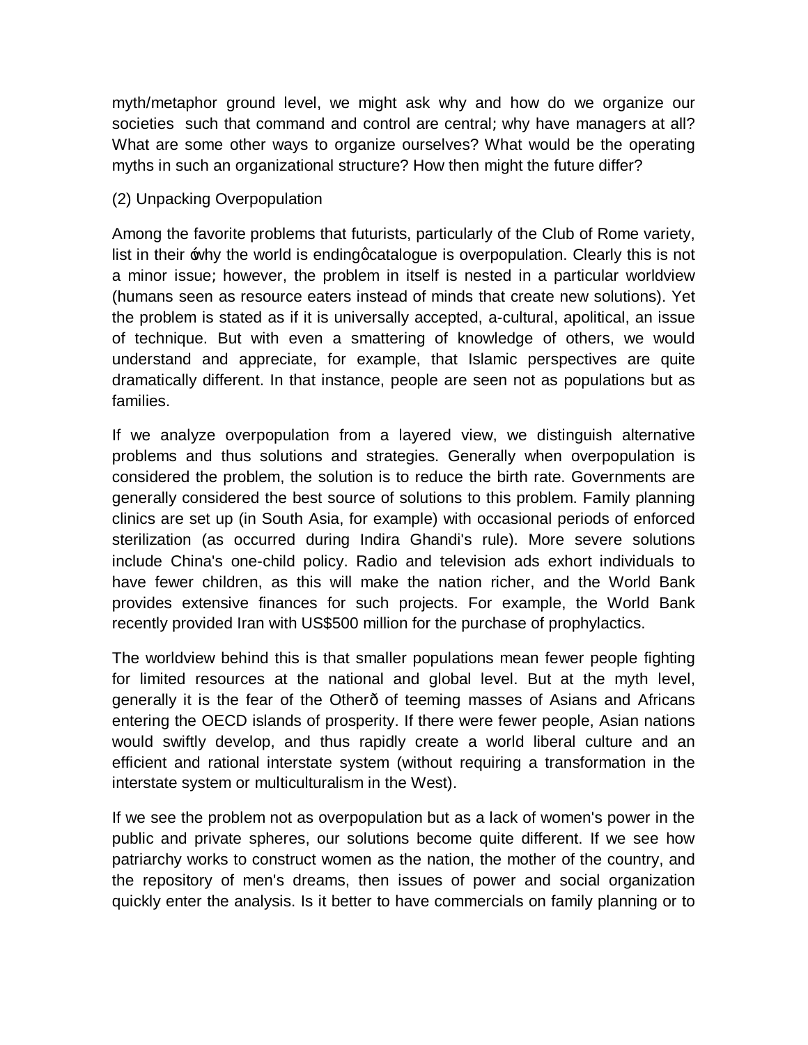myth/metaphor ground level, we might ask why and how do we organize our societies such that command and control are central; why have managers at all? What are some other ways to organize ourselves? What would be the operating myths in such an organizational structure? How then might the future differ?

(2) Unpacking Overpopulation

Among the favorite problems that futurists, particularly of the Club of Rome variety, list in their "why the world is ending" catalogue is overpopulation. Clearly this is not a minor issue; however, the problem in itself is nested in a particular worldview (humans seen as resource eaters instead of minds that create new solutions). Yet the problem is stated as if it is universally accepted, a-cultural, apolitical, an issue of technique. But with even a smattering of knowledge of others, we would understand and appreciate, for example, that Islamic perspectives are quite dramatically different. In that instance, people are seen not as populations but as families.

If we analyze overpopulation from a layered view, we distinguish alternative problems and thus solutions and strategies. Generally when overpopulation is considered the problem, the solution is to reduce the birth rate. Governments are generally considered the best source of solutions to this problem. Family planning clinics are set up (in South Asia, for example) with occasional periods of enforced sterilization (as occurred during Indira Ghandi's rule). More severe solutions include China's one-child policy. Radio and television ads exhort individuals to have fewer children, as this will make the nation richer, and the World Bank provides extensive finances for such projects. For example, the World Bank recently provided Iran with US$500 million for the purchase of prophylactics.

The worldview behind this is that smaller populations mean fewer people fighting for limited resources at the national and global level. But at the myth level, generally it is the fear of the Other— of teeming masses of Asians and Africans entering the OECD islands of prosperity. If there were fewer people, Asian nations would swiftly develop, and thus rapidly create a world liberal culture and an efficient and rational interstate system (without requiring a transformation in the interstate system or multiculturalism in the West).

If we see the problem not as overpopulation but as a lack of women's power in the public and private spheres, our solutions become quite different. If we see how patriarchy works to construct women as the nation, the mother of the country, and the repository of men's dreams, then issues of power and social organization quickly enter the analysis. Is it better to have commercials on family planning or to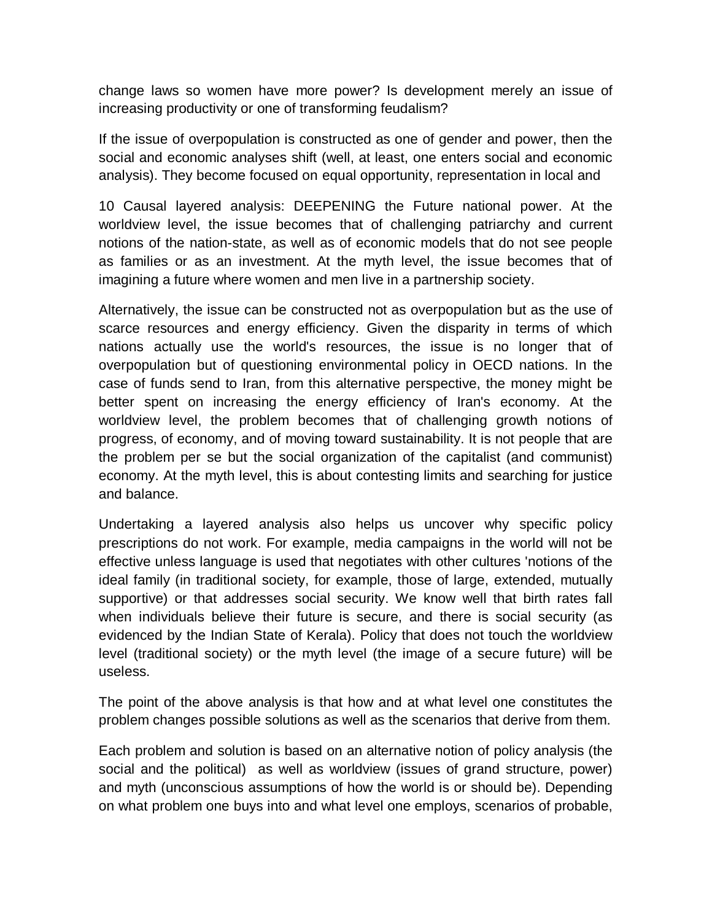change laws so women have more power? Is development merely an issue of increasing productivity or one of transforming feudalism?

If the issue of overpopulation is constructed as one of gender and power, then the social and economic analyses shift (well, at least, one enters social and economic analysis). They become focused on equal opportunity, representation in local and national power. At the worldview level, the issue becomes that of challenging patriarchy and current notions of the nation-state, as well as of economic models that do not see people as families or as an investment. At the myth level, the issue becomes that of imagining a future where women and men live in a partnership society.

Alternatively, the issue can be constructed not as overpopulation but as the use of scarce resources and energy efficiency. Given the disparity in terms of which nations actually use the world's resources, the issue is no longer that of overpopulation but of questioning environmental policy in OECD nations. In the case of funds send to Iran, from this alternative perspective, the money might be better spent on increasing the energy efficiency of Iran's economy. At the worldview level, the problem becomes that of challenging growth notions of progress, of economy, and of moving toward sustainability. It is not people that are the problem per se but the social organization of the capitalist (and communist) economy. At the myth level, this is about contesting limits and searching for justice and balance.

Undertaking a layered analysis also helps us uncover why specific policy prescriptions do not work. For example, media campaigns in the world will not be effective unless language is used that negotiates with other cultures 'notions of the ideal family (in traditional society, for example, those of large, extended, mutually supportive) or that addresses social security. We know well that birth rates fall when individuals believe their future is secure, and there is social security (as evidenced by the Indian State of Kerala). Policy that does not touch the worldview level (traditional society) or the myth level (the image of a secure future) will be useless.

The point of the above analysis is that how and at what level one constitutes the problem changes possible solutions as well as the scenarios that derive from them.

Each problem and solution is based on an alternative notion of policy analysis (the social and the political) as well as worldview (issues of grand structure, power) and myth (unconscious assumptions of how the world is or should be). Depending on what problem one buys into and what level one employs, scenarios of probable,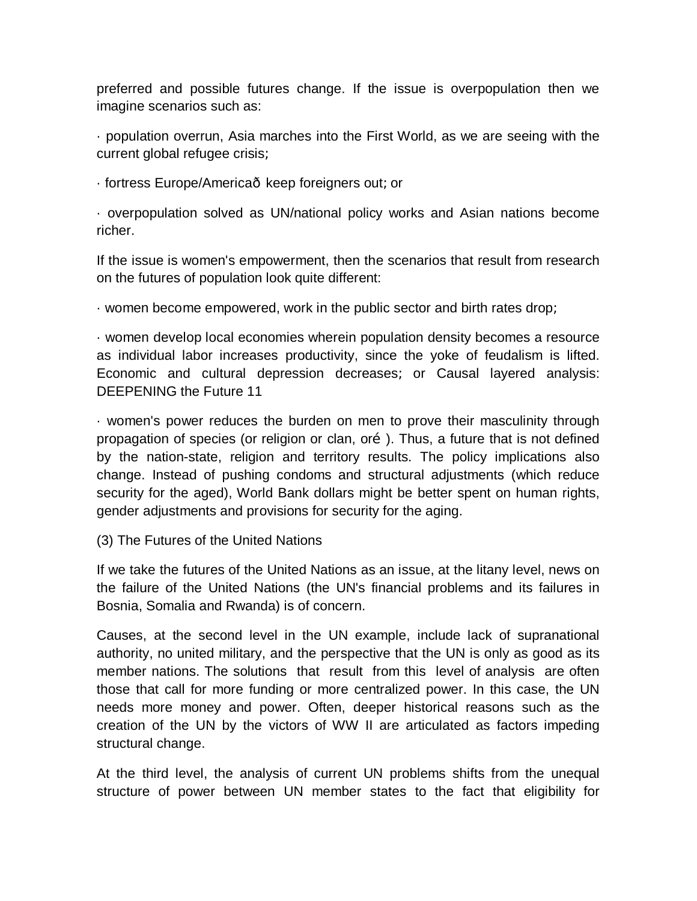preferred and possible futures change. If the issue is overpopulation then we imagine scenarios such as:

· population overrun, Asia marches into the First World, as we are seeing with the current global refugee crisis;

· fortress Europe/Americað keep foreigners out; or

· overpopulation solved as UN/national policy works and Asian nations become richer.

If the issue is women's empowerment, then the scenarios that result from research on the futures of population look quite different:

· women become empowered, work in the public sector and birth rates drop;

· women develop local economies wherein population density becomes a resource as individual labor increases productivity, since the yoke of feudalism is lifted. Economic and cultural depression decreases; or Causal layered analysis: DEEPENING the Future 11

· women's power reduces the burden on men to prove their masculinity through propagation of species (or religion or clan, oré ). Thus, a future that is not defined by the nation-state, religion and territory results. The policy implications also change. Instead of pushing condoms and structural adjustments (which reduce security for the aged), World Bank dollars might be better spent on human rights, gender adjustments and provisions for security for the aging.

(3) The Futures of the United Nations

If we take the futures of the United Nations as an issue, at the litany level, news on the failure of the United Nations (the UN's financial problems and its failures in Bosnia, Somalia and Rwanda) is of concern.

Causes, at the second level in the UN example, include lack of supranational authority, no united military, and the perspective that the UN is only as good as its member nations. The solutions that result from this level of analysis are often those that call for more funding or more centralized power. In this case, the UN needs more money and power. Often, deeper historical reasons such as the creation of the UN by the victors of WW II are articulated as factors impeding structural change.

At the third level, the analysis of current UN problems shifts from the unequal structure of power between UN member states to the fact that eligibility for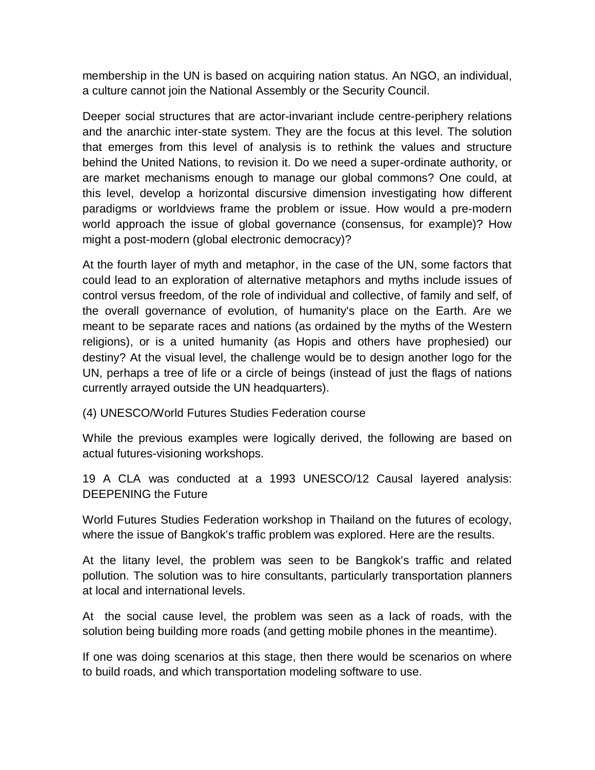membership in the UN is based on acquiring nation status. An NGO, an individual, a culture cannot join the National Assembly or the Security Council.

Deeper social structures that are actor-invariant include centre-periphery relations and the anarchic inter-state system. They are the focus at this level. The solution that emerges from this level of analysis is to rethink the values and structure behind the United Nations, to revision it. Do we need a super-ordinate authority, or are market mechanisms enough to manage our global commons? One could, at this level, develop a horizontal discursive dimension investigating how different paradigms or worldviews frame the problem or issue. How would a pre-modern world approach the issue of global governance (consensus, for example)? How might a post-modern (global electronic democracy)?

At the fourth layer of myth and metaphor, in the case of the UN, some factors that could lead to an exploration of alternative metaphors and myths include issues of control versus freedom, of the role of individual and collective, of family and self, of the overall governance of evolution, of humanity's place on the Earth. Are we meant to be separate races and nations (as ordained by the myths of the Western religions), or is a united humanity (as Hopis and others have prophesied) our destiny? At the visual level, the challenge would be to design another logo for the UN, perhaps a tree of life or a circle of beings (instead of just the flags of nations currently arrayed outside the UN headquarters).

(4) UNESCO/World Futures Studies Federation course

While the previous examples were logically derived, the following are based on actual futures-visioning workshops.

19 A CLA was conducted at a 1993 UNESCO/12 Causal layered analysis: DEEPENING the Future

World Futures Studies Federation workshop in Thailand on the futures of ecology, where the issue of Bangkok's traffic problem was explored. Here are the results.

At the litany level, the problem was seen to be Bangkok's traffic and related pollution. The solution was to hire consultants, particularly transportation planners at local and international levels.

At the social cause level, the problem was seen as a lack of roads, with the solution being building more roads (and getting mobile phones in the meantime).

If one was doing scenarios at this stage, then there would be scenarios on where to build roads, and which transportation modeling software to use.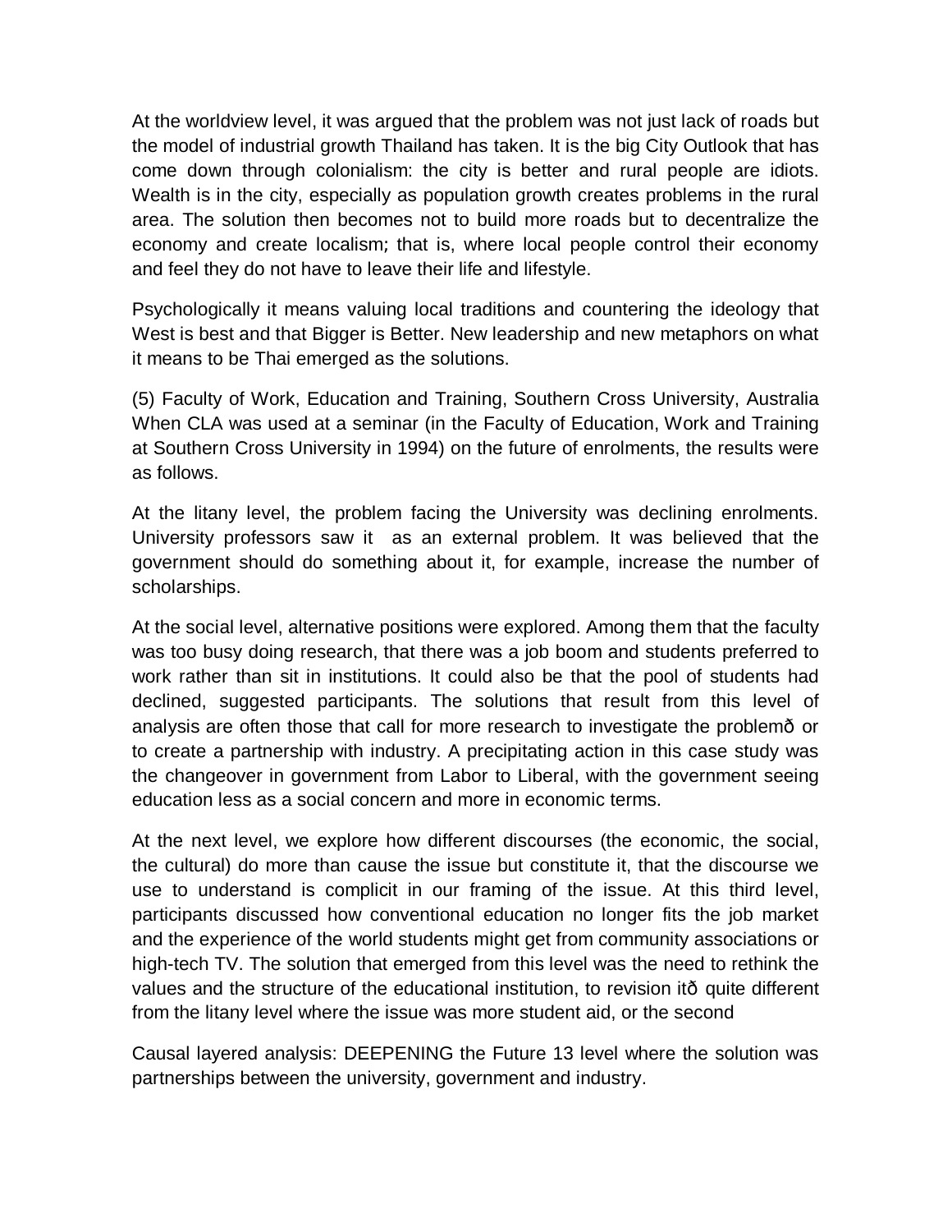At the worldview level, it was argued that the problem was not just lack of roads but the model of industrial growth Thailand has taken. It is the big City Outlook that has come down through colonialism: the city is better and rural people are idiots. Wealth is in the city, especially as population growth creates problems in the rural area. The solution then becomes not to build more roads but to decentralize the economy and create localism; that is, where local people control their economy and feel they do not have to leave their life and lifestyle.

Psychologically it means valuing local traditions and countering the ideology that West is best and that Bigger is Better. New leadership and new metaphors on what it means to be Thai emerged as the solutions.

(5) Faculty of Work, Education and Training, Southern Cross University, Australia
When CLA was used at a seminar (in the Faculty of Education, Work and Training at Southern Cross University in 1994) on the future of enrolments, the results were as follows.

At the litany level, the problem facing the University was declining enrolments. University professors saw it as an external problem. It was believed that the government should do something about it, for example, increase the number of scholarships.

At the social level, alternative positions were explored. Among them that the faculty was too busy doing research, that there was a job boom and students preferred to work rather than sit in institutions. It could also be that the pool of students had declined, suggested participants. The solutions that result from this level of analysis are often those that call for more research to investigate the problemð or to create a partnership with industry. A precipitating action in this case study was the changeover in government from Labor to Liberal, with the government seeing education less as a social concern and more in economic terms.

At the next level, we explore how different discourses (the economic, the social, the cultural) do more than cause the issue but constitute it, that the discourse we use to understand is complicit in our framing of the issue. At this third level, participants discussed how conventional education no longer fits the job market and the experience of the world students might get from community associations or high-tech TV. The solution that emerged from this level was the need to rethink the values and the structure of the educational institution, to revision itð quite different from the litany level where the issue was more student aid, or the second level where the solution was partnerships between the university, government and industry.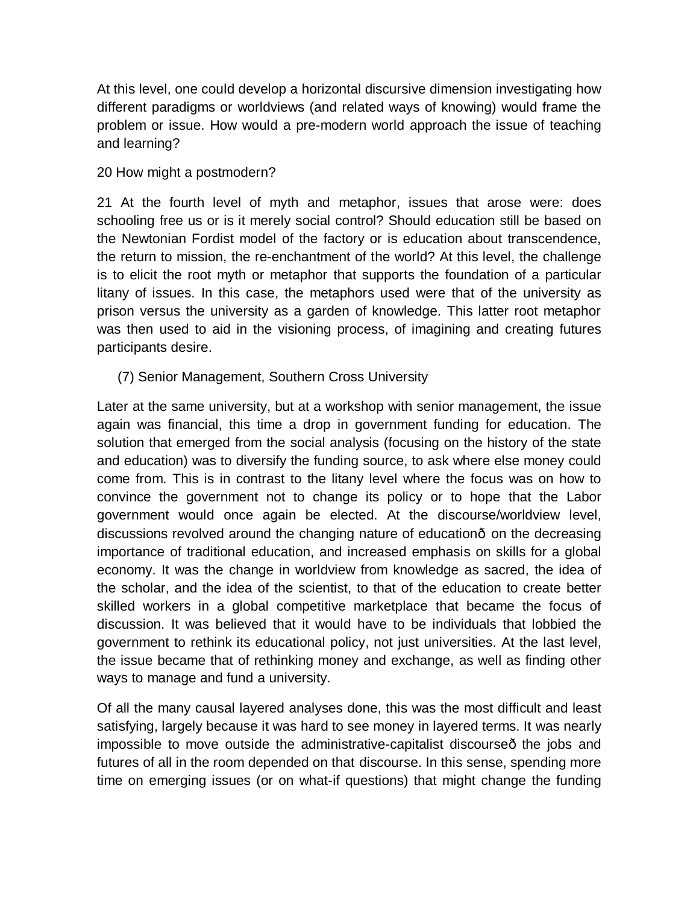At this level, one could develop a horizontal discursive dimension investigating how different paradigms or worldviews (and related ways of knowing) would frame the problem or issue. How would a pre-modern world approach the issue of teaching and learning?

20 How might a postmodern?

21 At the fourth level of myth and metaphor, issues that arose were: does schooling free us or is it merely social control? Should education still be based on the Newtonian Fordist model of the factory or is education about transcendence, the return to mission, the re-enchantment of the world? At this level, the challenge is to elicit the root myth or metaphor that supports the foundation of a particular litany of issues. In this case, the metaphors used were that of the university as prison versus the university as a garden of knowledge. This latter root metaphor was then used to aid in the visioning process, of imagining and creating futures participants desire.

(7) Senior Management, Southern Cross University

Later at the same university, but at a workshop with senior management, the issue again was financial, this time a drop in government funding for education. The solution that emerged from the social analysis (focusing on the history of the state and education) was to diversify the funding source, to ask where else money could come from. This is in contrast to the litany level where the focus was on how to convince the government not to change its policy or to hope that the Labor government would once again be elected. At the discourse/worldview level, discussions revolved around the changing nature of educationð on the decreasing importance of traditional education, and increased emphasis on skills for a global economy. It was the change in worldview from knowledge as sacred, the idea of the scholar, and the idea of the scientist, to that of the education to create better skilled workers in a global competitive marketplace that became the focus of discussion. It was believed that it would have to be individuals that lobbied the government to rethink its educational policy, not just universities. At the last level, the issue became that of rethinking money and exchange, as well as finding other ways to manage and fund a university.

Of all the many causal layered analyses done, this was the most difficult and least satisfying, largely because it was hard to see money in layered terms. It was nearly impossible to move outside the administrative-capitalist discourseð the jobs and futures of all in the room depended on that discourse. In this sense, spending more time on emerging issues (or on what-if questions) that might change the funding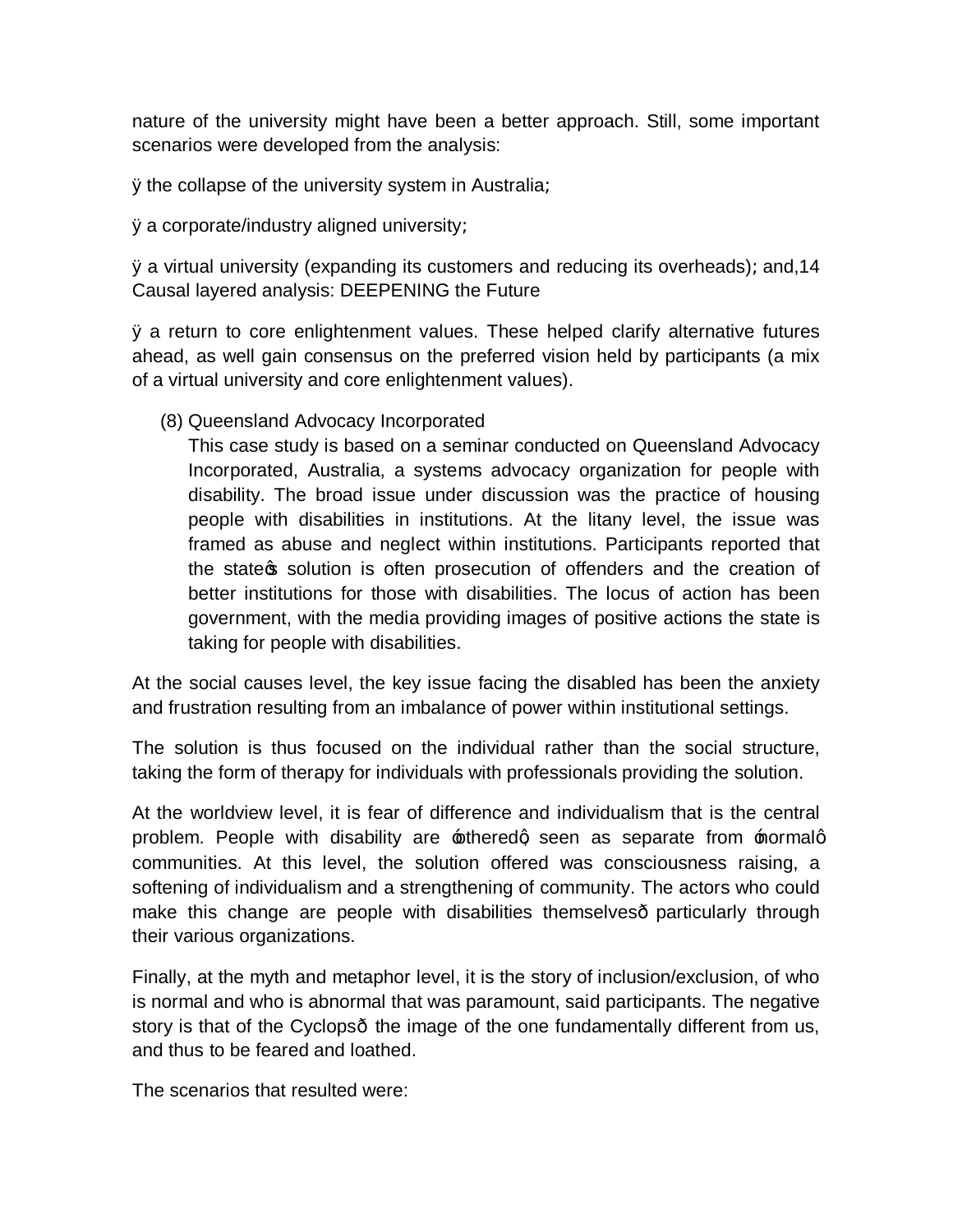nature of the university might have been a better approach. Still, some important scenarios were developed from the analysis:

- the collapse of the university system in Australia;
- a corporate/industry aligned university;
- a virtual university (expanding its customers and reducing its overheads); and,
- a return to core enlightenment values. These helped clarify alternative futures ahead, as well gain consensus on the preferred vision held by participants (a mix of a virtual university and core enlightenment values).

(8) Queensland Advocacy Incorporated

This case study is based on a seminar conducted on Queensland Advocacy Incorporated, Australia, a systems advocacy organization for people with disability. The broad issue under discussion was the practice of housing people with disabilities in institutions. At the litany level, the issue was framed as abuse and neglect within institutions. Participants reported that the state's solution is often prosecution of offenders and the creation of better institutions for those with disabilities. The locus of action has been government, with the media providing images of positive actions the state is taking for people with disabilities.

At the social causes level, the key issue facing the disabled has been the anxiety and frustration resulting from an imbalance of power within institutional settings.

The solution is thus focused on the individual rather than the social structure, taking the form of therapy for individuals with professionals providing the solution.

At the worldview level, it is fear of difference and individualism that is the central problem. People with disability are 'othered', seen as separate from 'normal' communities. At this level, the solution offered was consciousness raising, a softening of individualism and a strengthening of community. The actors who could make this change are people with disabilities themselves—particularly through their various organizations.

Finally, at the myth and metaphor level, it is the story of inclusion/exclusion, of who is normal and who is abnormal that was paramount, said participants. The negative story is that of the Cyclops—the image of the one fundamentally different from us, and thus to be feared and loathed.

The scenarios that resulted were: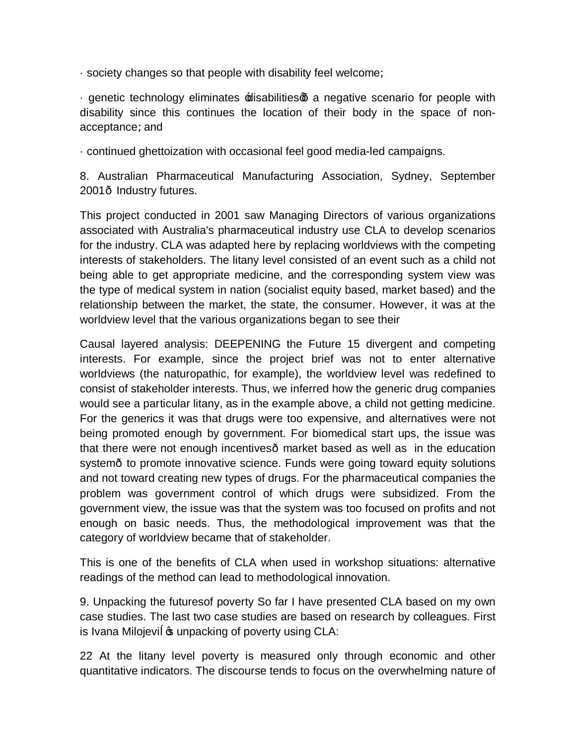· society changes so that people with disability feel welcome;

· genetic technology eliminates ‘disabilities’ð a negative scenario for people with disability since this continues the location of their body in the space of non-acceptance; and

· continued ghettoization with occasional feel good media-led campaigns.

8. Australian Pharmaceutical Manufacturing Association, Sydney, September 2001ð Industry futures.

This project conducted in 2001 saw Managing Directors of various organizations associated with Australia's pharmaceutical industry use CLA to develop scenarios for the industry. CLA was adapted here by replacing worldviews with the competing interests of stakeholders. The litany level consisted of an event such as a child not being able to get appropriate medicine, and the corresponding system view was the type of medical system in nation (socialist equity based, market based) and the relationship between the market, the state, the consumer. However, it was at the worldview level that the various organizations began to see their

Causal layered analysis: DEEPENING the Future 15 divergent and competing interests. For example, since the project brief was not to enter alternative worldviews (the naturopathic, for example), the worldview level was redefined to consist of stakeholder interests. Thus, we inferred how the generic drug companies would see a particular litany, as in the example above, a child not getting medicine. For the generics it was that drugs were too expensive, and alternatives were not being promoted enough by government. For biomedical start ups, the issue was that there were not enough incentivesð market based as well as in the education systemð to promote innovative science. Funds were going toward equity solutions and not toward creating new types of drugs. For the pharmaceutical companies the problem was government control of which drugs were subsidized. From the government view, the issue was that the system was too focused on profits and not enough on basic needs. Thus, the methodological improvement was that the category of worldview became that of stakeholder.

This is one of the benefits of CLA when used in workshop situations: alternative readings of the method can lead to methodological innovation.

9. Unpacking the futuresof poverty So far I have presented CLA based on my own case studies. The last two case studies are based on research by colleagues. First is Ivana Milojević's unpacking of poverty using CLA:

22 At the litany level poverty is measured only through economic and other quantitative indicators. The discourse tends to focus on the overwhelming nature of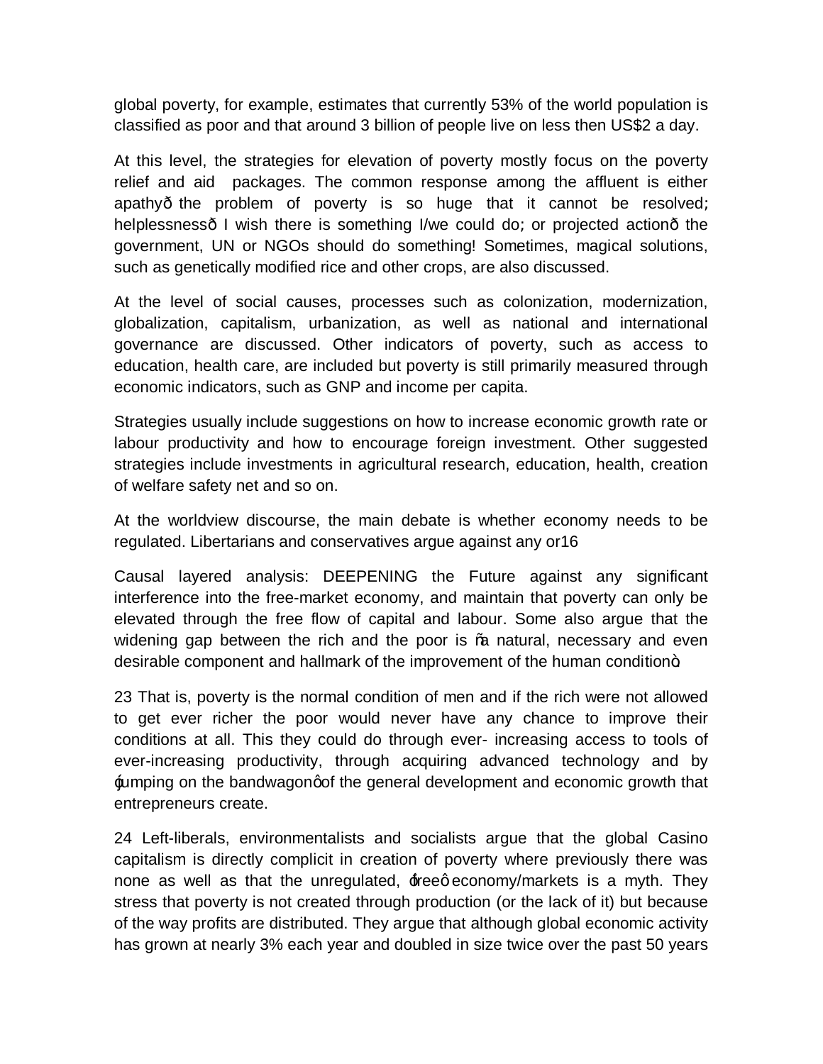global poverty, for example, estimates that currently 53% of the world population is classified as poor and that around 3 billion of people live on less then US$2 a day.

At this level, the strategies for elevation of poverty mostly focus on the poverty relief and aid packages. The common response among the affluent is either apathyð the problem of poverty is so huge that it cannot be resolved; helplessnessð I wish there is something I/we could do; or projected actionð the government, UN or NGOs should do something! Sometimes, magical solutions, such as genetically modified rice and other crops, are also discussed.

At the level of social causes, processes such as colonization, modernization, globalization, capitalism, urbanization, as well as national and international governance are discussed. Other indicators of poverty, such as access to education, health care, are included but poverty is still primarily measured through economic indicators, such as GNP and income per capita.

Strategies usually include suggestions on how to increase economic growth rate or labour productivity and how to encourage foreign investment. Other suggested strategies include investments in agricultural research, education, health, creation of welfare safety net and so on.

At the worldview discourse, the main debate is whether economy needs to be regulated. Libertarians and conservatives argue against any or16

Causal layered analysis: DEEPENING the Future against any significant interference into the free-market economy, and maintain that poverty can only be elevated through the free flow of capital and labour. Some also argue that the widening gap between the rich and the poor is "a natural, necessary and even desirable component and hallmark of the improvement of the human condition".

23 That is, poverty is the normal condition of men and if the rich were not allowed to get ever richer the poor would never have any chance to improve their conditions at all. This they could do through ever- increasing access to tools of ever-increasing productivity, through acquiring advanced technology and by 'jumping on the bandwagon' of the general development and economic growth that entrepreneurs create.

24 Left-liberals, environmentalists and socialists argue that the global Casino capitalism is directly complicit in creation of poverty where previously there was none as well as that the unregulated, 'free' economy/markets is a myth. They stress that poverty is not created through production (or the lack of it) but because of the way profits are distributed. They argue that although global economic activity has grown at nearly 3% each year and doubled in size twice over the past 50 years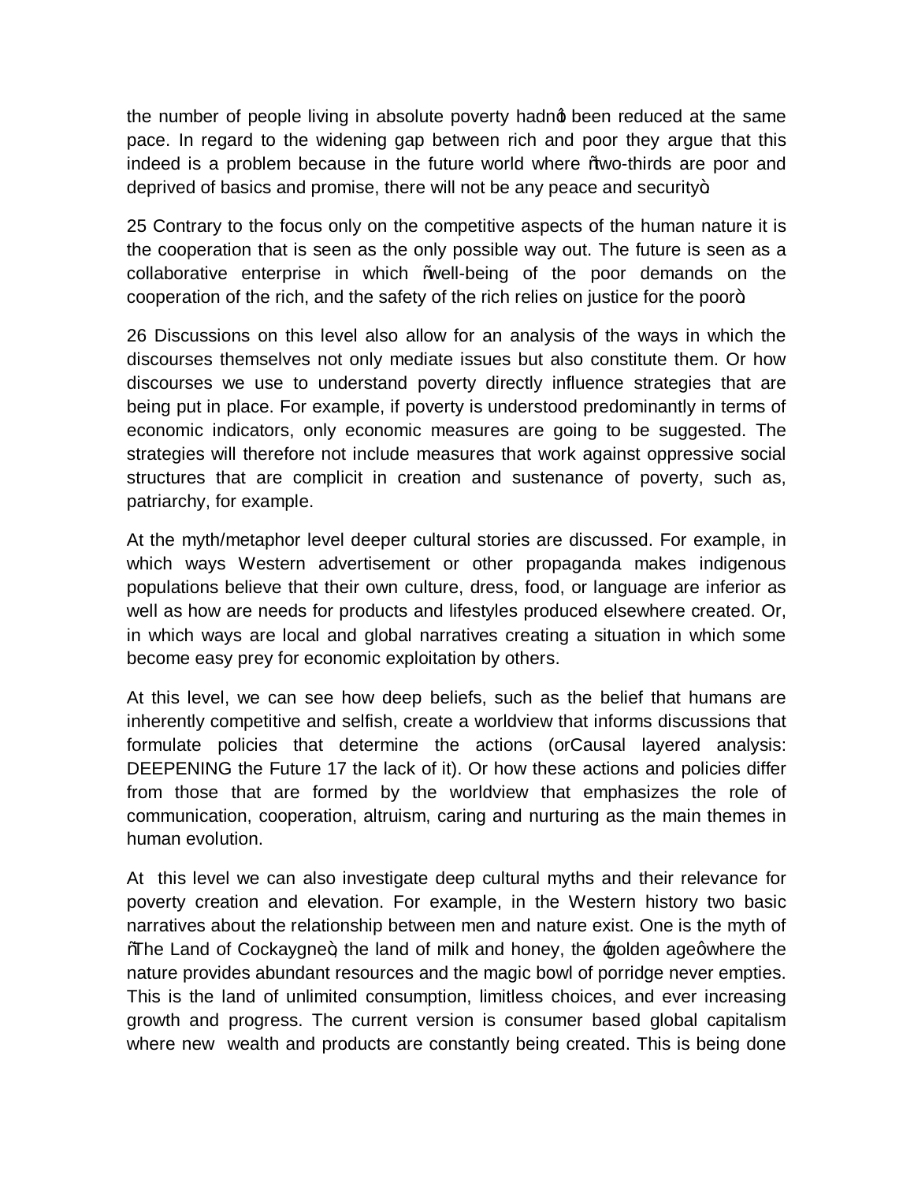the number of people living in absolute poverty hadn't been reduced at the same pace. In regard to the widening gap between rich and poor they argue that this indeed is a problem because in the future world where "two-thirds are poor and deprived of basics and promise, there will not be any peace and security".

25 Contrary to the focus only on the competitive aspects of the human nature it is the cooperation that is seen as the only possible way out. The future is seen as a collaborative enterprise in which "well-being of the poor demands on the cooperation of the rich, and the safety of the rich relies on justice for the poor".

26 Discussions on this level also allow for an analysis of the ways in which the discourses themselves not only mediate issues but also constitute them. Or how discourses we use to understand poverty directly influence strategies that are being put in place. For example, if poverty is understood predominantly in terms of economic indicators, only economic measures are going to be suggested. The strategies will therefore not include measures that work against oppressive social structures that are complicit in creation and sustenance of poverty, such as, patriarchy, for example.

At the myth/metaphor level deeper cultural stories are discussed. For example, in which ways Western advertisement or other propaganda makes indigenous populations believe that their own culture, dress, food, or language are inferior as well as how are needs for products and lifestyles produced elsewhere created. Or, in which ways are local and global narratives creating a situation in which some become easy prey for economic exploitation by others.

At this level, we can see how deep beliefs, such as the belief that humans are inherently competitive and selfish, create a worldview that informs discussions that formulate policies that determine the actions (or the lack of it). Or how these actions and policies differ from those that are formed by the worldview that emphasizes the role of communication, cooperation, altruism, caring and nurturing as the main themes in human evolution.

At this level we can also investigate deep cultural myths and their relevance for poverty creation and elevation. For example, in the Western history two basic narratives about the relationship between men and nature exist. One is the myth of "The Land of Cockaygne", the land of milk and honey, the 'golden age' where the nature provides abundant resources and the magic bowl of porridge never empties. This is the land of unlimited consumption, limitless choices, and ever increasing growth and progress. The current version is consumer based global capitalism where new wealth and products are constantly being created. This is being done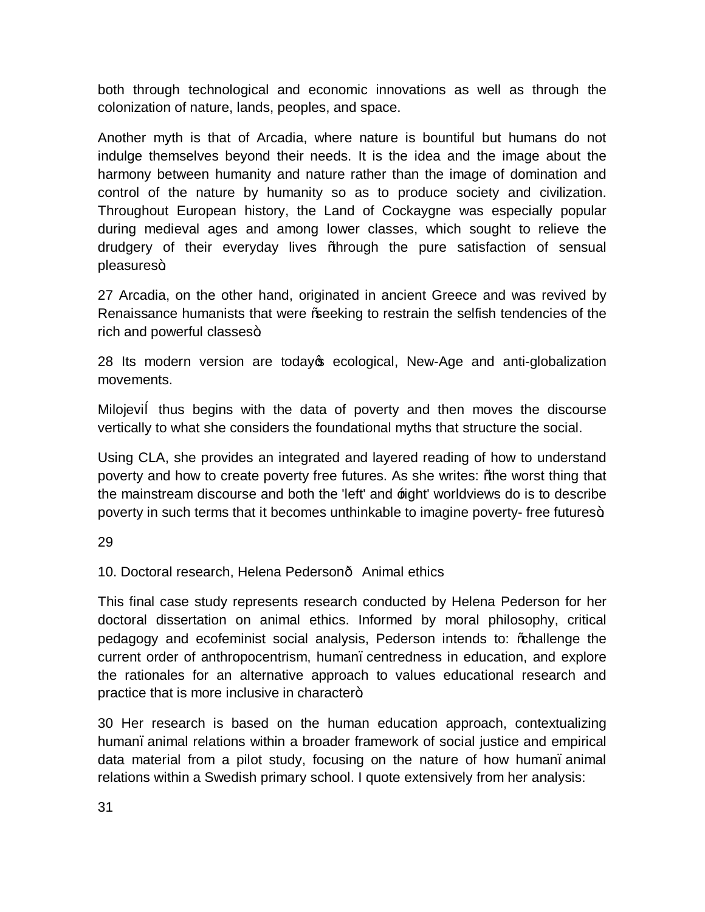both through technological and economic innovations as well as through the colonization of nature, lands, peoples, and space.

Another myth is that of Arcadia, where nature is bountiful but humans do not indulge themselves beyond their needs. It is the idea and the image about the harmony between humanity and nature rather than the image of domination and control of the nature by humanity so as to produce society and civilization. Throughout European history, the Land of Cockaygne was especially popular during medieval ages and among lower classes, which sought to relieve the drudgery of their everyday lives "through the pure satisfaction of sensual pleasures".

27 Arcadia, on the other hand, originated in ancient Greece and was revived by Renaissance humanists that were "seeking to restrain the selfish tendencies of the rich and powerful classes".

28 Its modern version are today's ecological, New-Age and anti-globalization movements.

Milojević thus begins with the data of poverty and then moves the discourse vertically to what she considers the foundational myths that structure the social.

Using CLA, she provides an integrated and layered reading of how to understand poverty and how to create poverty free futures. As she writes: "the worst thing that the mainstream discourse and both the 'left' and 'right' worldviews do is to describe poverty in such terms that it becomes unthinkable to imagine poverty- free futures".

29

10. Doctoral research, Helena Pederson— Animal ethics

This final case study represents research conducted by Helena Pederson for her doctoral dissertation on animal ethics. Informed by moral philosophy, critical pedagogy and ecofeminist social analysis, Pederson intends to: "challenge the current order of anthropocentrism, human–centredness in education, and explore the rationales for an alternative approach to values educational research and practice that is more inclusive in character".

30 Her research is based on the human education approach, contextualizing human–animal relations within a broader framework of social justice and empirical data material from a pilot study, focusing on the nature of how human–animal relations within a Swedish primary school. I quote extensively from her analysis:

31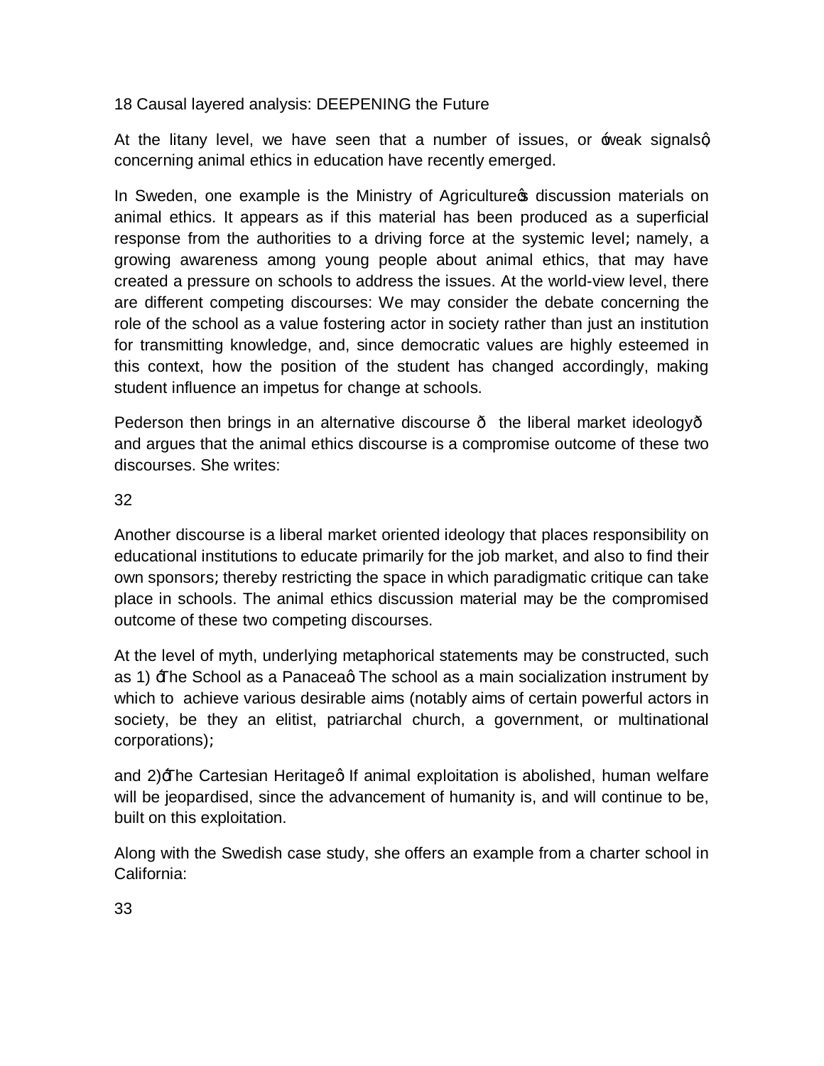At the litany level, we have seen that a number of issues, or 'weak signals', concerning animal ethics in education have recently emerged.

In Sweden, one example is the Ministry of Agriculture's discussion materials on animal ethics. It appears as if this material has been produced as a superficial response from the authorities to a driving force at the systemic level; namely, a growing awareness among young people about animal ethics, that may have created a pressure on schools to address the issues. At the world-view level, there are different competing discourses: We may consider the debate concerning the role of the school as a value fostering actor in society rather than just an institution for transmitting knowledge, and, since democratic values are highly esteemed in this context, how the position of the student has changed accordingly, making student influence an impetus for change at schools.

Pederson then brings in an alternative discourse — the liberal market ideology— and argues that the animal ethics discourse is a compromise outcome of these two discourses. She writes: [32]

Another discourse is a liberal market oriented ideology that places responsibility on educational institutions to educate primarily for the job market, and also to find their own sponsors; thereby restricting the space in which paradigmatic critique can take place in schools. The animal ethics discussion material may be the compromised outcome of these two competing discourses.

At the level of myth, underlying metaphorical statements may be constructed, such as 1) 'The School as a Panacea' The school as a main socialization instrument by which to achieve various desirable aims (notably aims of certain powerful actors in society, be they an elitist, patriarchal church, a government, or multinational corporations);

and 2)'The Cartesian Heritage' If animal exploitation is abolished, human welfare will be jeopardised, since the advancement of humanity is, and will continue to be, built on this exploitation.

Along with the Swedish case study, she offers an example from a charter school in California: [33]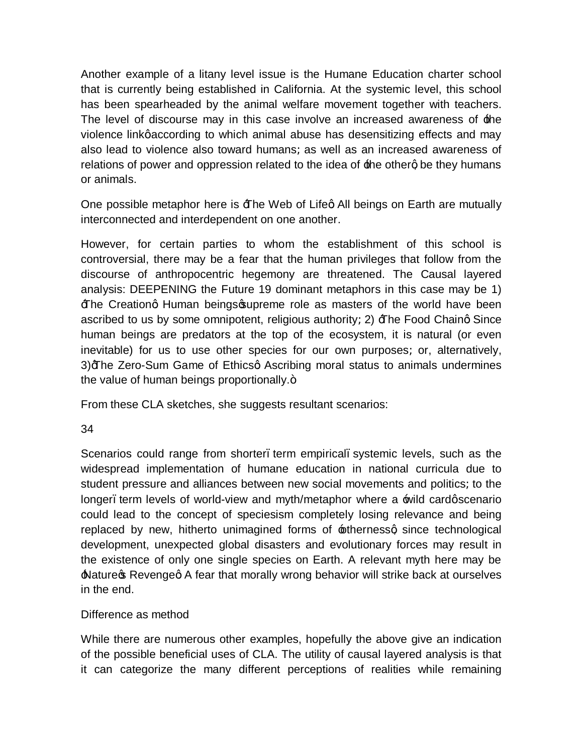Another example of a litany level issue is the Humane Education charter school that is currently being established in California. At the systemic level, this school has been spearheaded by the animal welfare movement together with teachers. The level of discourse may in this case involve an increased awareness of 'the violence link' according to which animal abuse has desensitizing effects and may also lead to violence also toward humans; as well as an increased awareness of relations of power and oppression related to the idea of 'the other', be they humans or animals.

One possible metaphor here is "The Web of Life". All beings on Earth are mutually interconnected and interdependent on one another.

However, for certain parties to whom the establishment of this school is controversial, there may be a fear that the human privileges that follow from the discourse of anthropocentric hegemony are threatened. The Causal layered analysis: DEEPENING the Future 19 dominant metaphors in this case may be 1) "The Creation": Human beings' supreme role as masters of the world have been ascribed to us by some omnipotent, religious authority; 2) "The Food Chain": Since human beings are predators at the top of the ecosystem, it is natural (or even inevitable) for us to use other species for our own purposes; or, alternatively, 3) "The Zero-Sum Game of Ethics": Ascribing moral status to animals undermines the value of human beings proportionally."

From these CLA sketches, she suggests resultant scenarios:

34

Scenarios could range from shorter-term empirical-systemic levels, such as the widespread implementation of humane education in national curricula due to student pressure and alliances between new social movements and politics; to the longer-term levels of world-view and myth/metaphor where a 'wild card' scenario could lead to the concept of speciesism completely losing relevance and being replaced by new, hitherto unimagined forms of 'otherness', since technological development, unexpected global disasters and evolutionary forces may result in the existence of only one single species on Earth. A relevant myth here may be 'Nature's Revenge': A fear that morally wrong behavior will strike back at ourselves in the end.

## Difference as method

While there are numerous other examples, hopefully the above give an indication of the possible beneficial uses of CLA. The utility of causal layered analysis is that it can categorize the many different perceptions of realities while remaining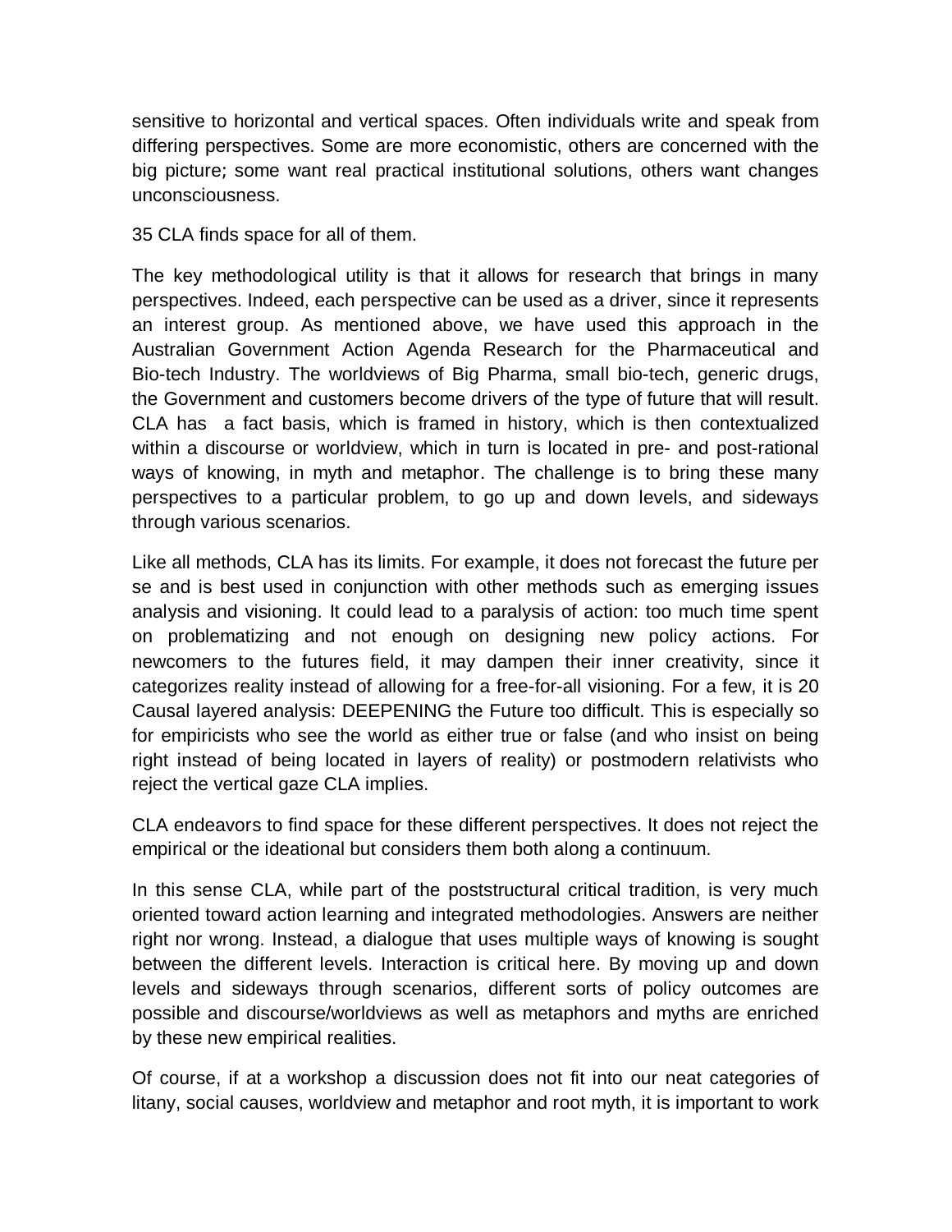sensitive to horizontal and vertical spaces. Often individuals write and speak from differing perspectives. Some are more economistic, others are concerned with the big picture; some want real practical institutional solutions, others want changes unconsciousness.

35 CLA finds space for all of them.

The key methodological utility is that it allows for research that brings in many perspectives. Indeed, each perspective can be used as a driver, since it represents an interest group. As mentioned above, we have used this approach in the Australian Government Action Agenda Research for the Pharmaceutical and Bio-tech Industry. The worldviews of Big Pharma, small bio-tech, generic drugs, the Government and customers become drivers of the type of future that will result. CLA has a fact basis, which is framed in history, which is then contextualized within a discourse or worldview, which in turn is located in pre- and post-rational ways of knowing, in myth and metaphor. The challenge is to bring these many perspectives to a particular problem, to go up and down levels, and sideways through various scenarios.

Like all methods, CLA has its limits. For example, it does not forecast the future per se and is best used in conjunction with other methods such as emerging issues analysis and visioning. It could lead to a paralysis of action: too much time spent on problematizing and not enough on designing new policy actions. For newcomers to the futures field, it may dampen their inner creativity, since it categorizes reality instead of allowing for a free-for-all visioning. For a few, it is 20 Causal layered analysis: DEEPENING the Future too difficult. This is especially so for empiricists who see the world as either true or false (and who insist on being right instead of being located in layers of reality) or postmodern relativists who reject the vertical gaze CLA implies.

CLA endeavors to find space for these different perspectives. It does not reject the empirical or the ideational but considers them both along a continuum.

In this sense CLA, while part of the poststructural critical tradition, is very much oriented toward action learning and integrated methodologies. Answers are neither right nor wrong. Instead, a dialogue that uses multiple ways of knowing is sought between the different levels. Interaction is critical here. By moving up and down levels and sideways through scenarios, different sorts of policy outcomes are possible and discourse/worldviews as well as metaphors and myths are enriched by these new empirical realities.

Of course, if at a workshop a discussion does not fit into our neat categories of litany, social causes, worldview and metaphor and root myth, it is important to work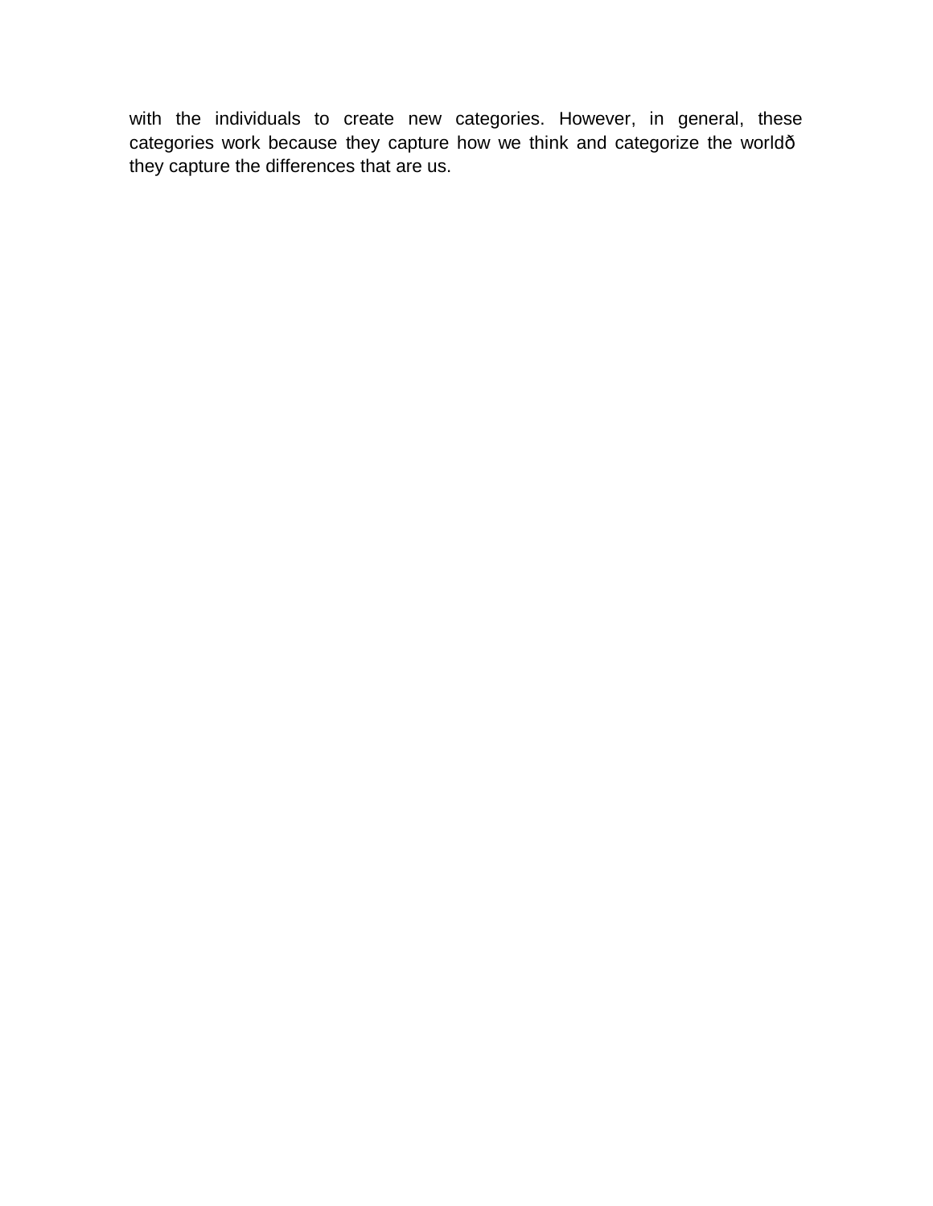with the individuals to create new categories. However, in general, these categories work because they capture how we think and categorize the worldð they capture the differences that are us.